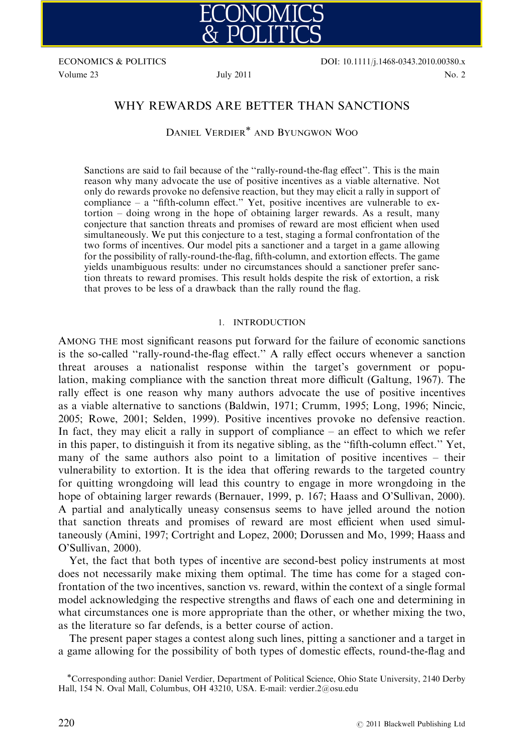# WHY REWARDS ARE BETTER THAN SANCTIONS

DANIEL VERDIER* AND BYUNGWON WOO

Sanctions are said to fail because of the "rally-round-the-flag effect". This is the main reason why many advocate the use of positive incentives as a viable alternative. Not only do rewards provoke no defensive reaction, but they may elicit a rally in support of compliance – a "fifth-column effect." Yet, positive incentives are vulnerable to extortion – doing wrong in the hope of obtaining larger rewards. As a result, many conjecture that sanction threats and promises of reward are most efficient when used simultaneously. We put this conjecture to a test, staging a formal confrontation of the two forms of incentives. Our model pits a sanctioner and a target in a game allowing for the possibility of rally-round-the-flag, fifth-column, and extortion effects. The game yields unambiguous results: under no circumstances should a sanctioner prefer sanction threats to reward promises. This result holds despite the risk of extortion, a risk that proves to be less of a drawback than the rally round the flag.

## 1. INTRODUCTION

AMONG THE most significant reasons put forward for the failure of economic sanctions is the so-called "rally-round-the-flag effect." A rally effect occurs whenever a sanction threat arouses a nationalist response within the target's government or population, making compliance with the sanction threat more difficult (Galtung, 1967). The rally effect is one reason why many authors advocate the use of positive incentives as a viable alternative to sanctions (Baldwin, 1971; Crumm, 1995; Long, 1996; Nincic, 2005; Rowe, 2001; Selden, 1999). Positive incentives provoke no defensive reaction. In fact, they may elicit a rally in support of compliance – an effect to which we refer in this paper, to distinguish it from its negative sibling, as the "fifth-column effect." Yet, many of the same authors also point to a limitation of positive incentives – their vulnerability to extortion. It is the idea that offering rewards to the targeted country for quitting wrongdoing will lead this country to engage in more wrongdoing in the hope of obtaining larger rewards (Bernauer, 1999, p. 167; Haass and O'Sullivan, 2000). A partial and analytically uneasy consensus seems to have jelled around the notion that sanction threats and promises of reward are most efficient when used simultaneously (Amini, 1997; Cortright and Lopez, 2000; Dorussen and Mo, 1999; Haass and O'Sullivan, 2000).

Yet, the fact that both types of incentive are second-best policy instruments at most does not necessarily make mixing them optimal. The time has come for a staged confrontation of the two incentives, sanction vs. reward, within the context of a single formal model acknowledging the respective strengths and flaws of each one and determining in what circumstances one is more appropriate than the other, or whether mixing the two, as the literature so far defends, is a better course of action.

The present paper stages a contest along such lines, pitting a sanctioner and a target in a game allowing for the possibility of both types of domestic effects, round-the-flag and

*Corresponding author: Daniel Verdier, Department of Political Science, Ohio State University, 2140 Derby Hall, 154 N. Oval Mall, Columbus, OH 43210, USA. E-mail: verdier.2@osu.edu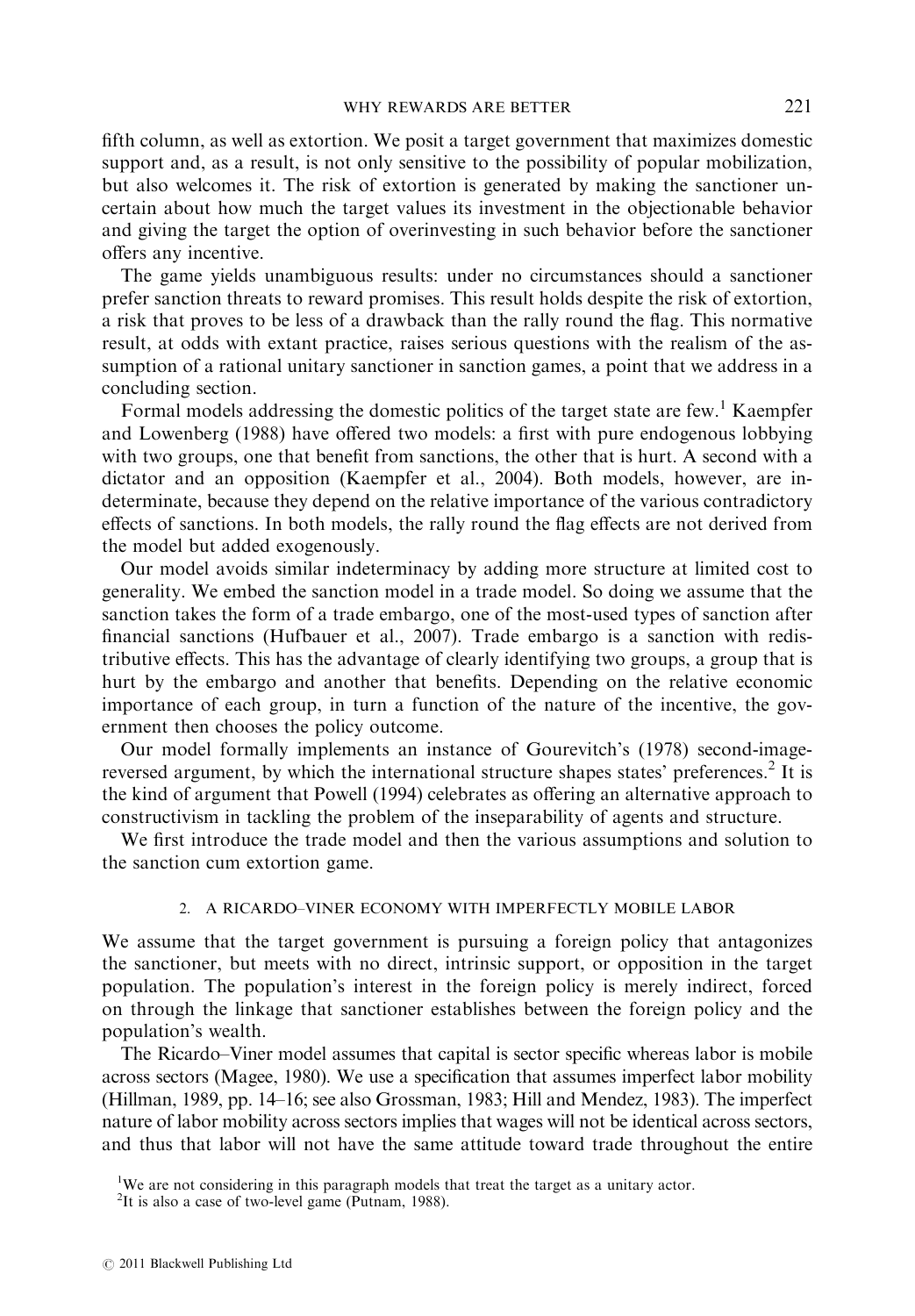fifth column, as well as extortion. We posit a target government that maximizes domestic support and, as a result, is not only sensitive to the possibility of popular mobilization, but also welcomes it. The risk of extortion is generated by making the sanctioner uncertain about how much the target values its investment in the objectionable behavior and giving the target the option of overinvesting in such behavior before the sanctioner offers any incentive.

The game yields unambiguous results: under no circumstances should a sanctioner prefer sanction threats to reward promises. This result holds despite the risk of extortion, a risk that proves to be less of a drawback than the rally round the flag. This normative result, at odds with extant practice, raises serious questions with the realism of the assumption of a rational unitary sanctioner in sanction games, a point that we address in a concluding section.

Formal models addressing the domestic politics of the target state are few.[1] Kaempfer and Lowenberg (1988) have offered two models: a first with pure endogenous lobbying with two groups, one that benefit from sanctions, the other that is hurt. A second with a dictator and an opposition (Kaempfer et al., 2004). Both models, however, are indeterminate, because they depend on the relative importance of the various contradictory effects of sanctions. In both models, the rally round the flag effects are not derived from the model but added exogenously.

Our model avoids similar indeterminacy by adding more structure at limited cost to generality. We embed the sanction model in a trade model. So doing we assume that the sanction takes the form of a trade embargo, one of the most-used types of sanction after financial sanctions (Hufbauer et al., 2007). Trade embargo is a sanction with redistributive effects. This has the advantage of clearly identifying two groups, a group that is hurt by the embargo and another that benefits. Depending on the relative economic importance of each group, in turn a function of the nature of the incentive, the government then chooses the policy outcome.

Our model formally implements an instance of Gourevitch's (1978) second-image-reversed argument, by which the international structure shapes states' preferences.[2] It is the kind of argument that Powell (1994) celebrates as offering an alternative approach to constructivism in tackling the problem of the inseparability of agents and structure.

We first introduce the trade model and then the various assumptions and solution to the sanction cum extortion game.

## 2. A RICARDO–VINER ECONOMY WITH IMPERFECTLY MOBILE LABOR

We assume that the target government is pursuing a foreign policy that antagonizes the sanctioner, but meets with no direct, intrinsic support, or opposition in the target population. The population's interest in the foreign policy is merely indirect, forced on through the linkage that sanctioner establishes between the foreign policy and the population's wealth.

The Ricardo–Viner model assumes that capital is sector specific whereas labor is mobile across sectors (Magee, 1980). We use a specification that assumes imperfect labor mobility (Hillman, 1989, pp. 14–16; see also Grossman, 1983; Hill and Mendez, 1983). The imperfect nature of labor mobility across sectors implies that wages will not be identical across sectors, and thus that labor will not have the same attitude toward trade throughout the entire

[1] We are not considering in this paragraph models that treat the target as a unitary actor.

[2] It is also a case of two-level game (Putnam, 1988).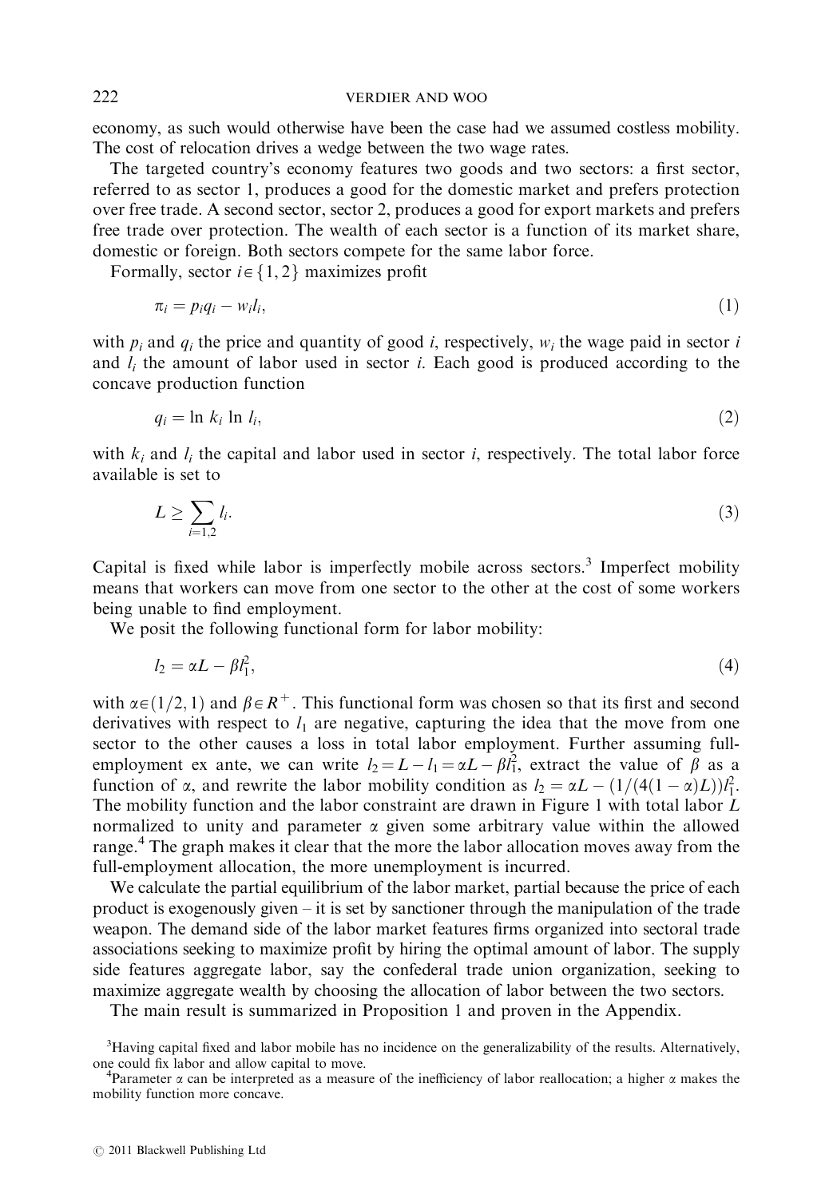economy, as such would otherwise have been the case had we assumed costless mobility. The cost of relocation drives a wedge between the two wage rates.

The targeted country's economy features two goods and two sectors: a first sector, referred to as sector 1, produces a good for the domestic market and prefers protection over free trade. A second sector, sector 2, produces a good for export markets and prefers free trade over protection. The wealth of each sector is a function of its market share, domestic or foreign. Both sectors compete for the same labor force.

Formally, sector $i \in \{1, 2\}$ maximizes profit

$$\pi_i = p_i q_i - w_i l_i, \tag{1}$$

with $p_i$ and $q_i$ the price and quantity of good $i$, respectively, $w_i$ the wage paid in sector $i$ and $l_i$ the amount of labor used in sector $i$. Each good is produced according to the concave production function

$$q_i = \ln k_i \ln l_i, \tag{2}$$

with $k_i$ and $l_i$ the capital and labor used in sector $i$, respectively. The total labor force available is set to

$$L \geq \sum_{i=1,2} l_i. \tag{3}$$

Capital is fixed while labor is imperfectly mobile across sectors.[3] Imperfect mobility means that workers can move from one sector to the other at the cost of some workers being unable to find employment.

We posit the following functional form for labor mobility:

$$l_2 = \alpha L - \beta l_1^2, \tag{4}$$

with $\alpha \in (1/2, 1)$ and $\beta \in R^+$. This functional form was chosen so that its first and second derivatives with respect to $l_1$ are negative, capturing the idea that the move from one sector to the other causes a loss in total labor employment. Further assuming full-employment ex ante, we can write $l_2 = L - l_1 = \alpha L - \beta l_1^2$, extract the value of $\beta$ as a function of $\alpha$, and rewrite the labor mobility condition as $l_2 = \alpha L - (1/(4(1-\alpha)L))l_1^2$. The mobility function and the labor constraint are drawn in Figure 1 with total labor $L$ normalized to unity and parameter $\alpha$ given some arbitrary value within the allowed range.[4] The graph makes it clear that the more the labor allocation moves away from the full-employment allocation, the more unemployment is incurred.

We calculate the partial equilibrium of the labor market, partial because the price of each product is exogenously given – it is set by sanctioner through the manipulation of the trade weapon. The demand side of the labor market features firms organized into sectoral trade associations seeking to maximize profit by hiring the optimal amount of labor. The supply side features aggregate labor, say the confederal trade union organization, seeking to maximize aggregate wealth by choosing the allocation of labor between the two sectors.

The main result is summarized in Proposition 1 and proven in the Appendix.

[3] Having capital fixed and labor mobile has no incidence on the generalizability of the results. Alternatively, one could fix labor and allow capital to move.

[4] Parameter $\alpha$ can be interpreted as a measure of the inefficiency of labor reallocation; a higher $\alpha$ makes the mobility function more concave.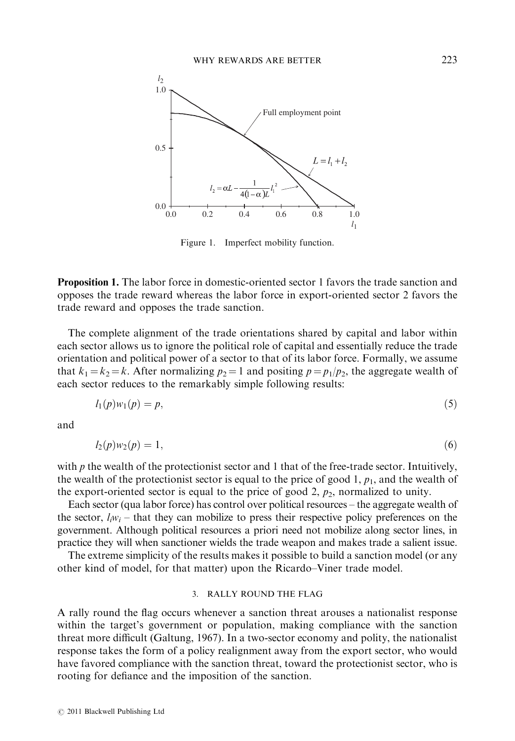Figure 1. Imperfect mobility function.

**Proposition 1.** The labor force in domestic-oriented sector 1 favors the trade sanction and opposes the trade reward whereas the labor force in export-oriented sector 2 favors the trade reward and opposes the trade sanction.

The complete alignment of the trade orientations shared by capital and labor within each sector allows us to ignore the political role of capital and essentially reduce the trade orientation and political power of a sector to that of its labor force. Formally, we assume that $k_1 = k_2 = k$. After normalizing $p_2 = 1$ and positing $p = p_1/p_2$, the aggregate wealth of each sector reduces to the remarkably simple following results:

$$l_1(p)w_1(p) = p, \tag{5}$$

and

$$l_2(p)w_2(p) = 1, \tag{6}$$

with $p$ the wealth of the protectionist sector and 1 that of the free-trade sector. Intuitively, the wealth of the protectionist sector is equal to the price of good 1, $p_1$, and the wealth of the export-oriented sector is equal to the price of good 2, $p_2$, normalized to unity.

Each sector (qua labor force) has control over political resources – the aggregate wealth of the sector, $l_i w_i$ – that they can mobilize to press their respective policy preferences on the government. Although political resources a priori need not mobilize along sector lines, in practice they will when sanctioner wields the trade weapon and makes trade a salient issue.

The extreme simplicity of the results makes it possible to build a sanction model (or any other kind of model, for that matter) upon the Ricardo–Viner trade model.

## 3. RALLY ROUND THE FLAG

A rally round the flag occurs whenever a sanction threat arouses a nationalist response within the target's government or population, making compliance with the sanction threat more difficult (Galtung, 1967). In a two-sector economy and polity, the nationalist response takes the form of a policy realignment away from the export sector, who would have favored compliance with the sanction threat, toward the protectionist sector, who is rooting for defiance and the imposition of the sanction.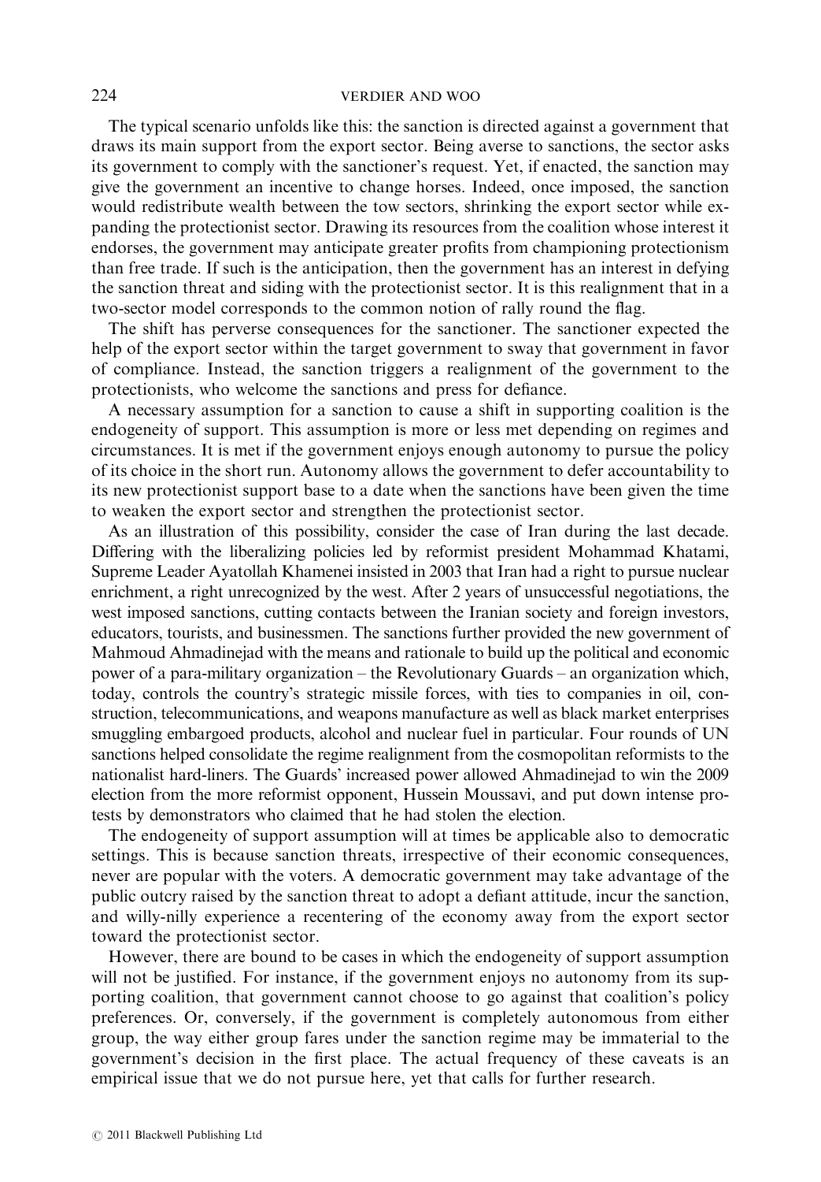The typical scenario unfolds like this: the sanction is directed against a government that draws its main support from the export sector. Being averse to sanctions, the sector asks its government to comply with the sanctioner's request. Yet, if enacted, the sanction may give the government an incentive to change horses. Indeed, once imposed, the sanction would redistribute wealth between the tow sectors, shrinking the export sector while expanding the protectionist sector. Drawing its resources from the coalition whose interest it endorses, the government may anticipate greater profits from championing protectionism than free trade. If such is the anticipation, then the government has an interest in defying the sanction threat and siding with the protectionist sector. It is this realignment that in a two-sector model corresponds to the common notion of rally round the flag.

The shift has perverse consequences for the sanctioner. The sanctioner expected the help of the export sector within the target government to sway that government in favor of compliance. Instead, the sanction triggers a realignment of the government to the protectionists, who welcome the sanctions and press for defiance.

A necessary assumption for a sanction to cause a shift in supporting coalition is the endogeneity of support. This assumption is more or less met depending on regimes and circumstances. It is met if the government enjoys enough autonomy to pursue the policy of its choice in the short run. Autonomy allows the government to defer accountability to its new protectionist support base to a date when the sanctions have been given the time to weaken the export sector and strengthen the protectionist sector.

As an illustration of this possibility, consider the case of Iran during the last decade. Differing with the liberalizing policies led by reformist president Mohammad Khatami, Supreme Leader Ayatollah Khamenei insisted in 2003 that Iran had a right to pursue nuclear enrichment, a right unrecognized by the west. After 2 years of unsuccessful negotiations, the west imposed sanctions, cutting contacts between the Iranian society and foreign investors, educators, tourists, and businessmen. The sanctions further provided the new government of Mahmoud Ahmadinejad with the means and rationale to build up the political and economic power of a para-military organization – the Revolutionary Guards – an organization which, today, controls the country's strategic missile forces, with ties to companies in oil, construction, telecommunications, and weapons manufacture as well as black market enterprises smuggling embargoed products, alcohol and nuclear fuel in particular. Four rounds of UN sanctions helped consolidate the regime realignment from the cosmopolitan reformists to the nationalist hard-liners. The Guards' increased power allowed Ahmadinejad to win the 2009 election from the more reformist opponent, Hussein Moussavi, and put down intense protests by demonstrators who claimed that he had stolen the election.

The endogeneity of support assumption will at times be applicable also to democratic settings. This is because sanction threats, irrespective of their economic consequences, never are popular with the voters. A democratic government may take advantage of the public outcry raised by the sanction threat to adopt a defiant attitude, incur the sanction, and willy-nilly experience a recentering of the economy away from the export sector toward the protectionist sector.

However, there are bound to be cases in which the endogeneity of support assumption will not be justified. For instance, if the government enjoys no autonomy from its supporting coalition, that government cannot choose to go against that coalition's policy preferences. Or, conversely, if the government is completely autonomous from either group, the way either group fares under the sanction regime may be immaterial to the government's decision in the first place. The actual frequency of these caveats is an empirical issue that we do not pursue here, yet that calls for further research.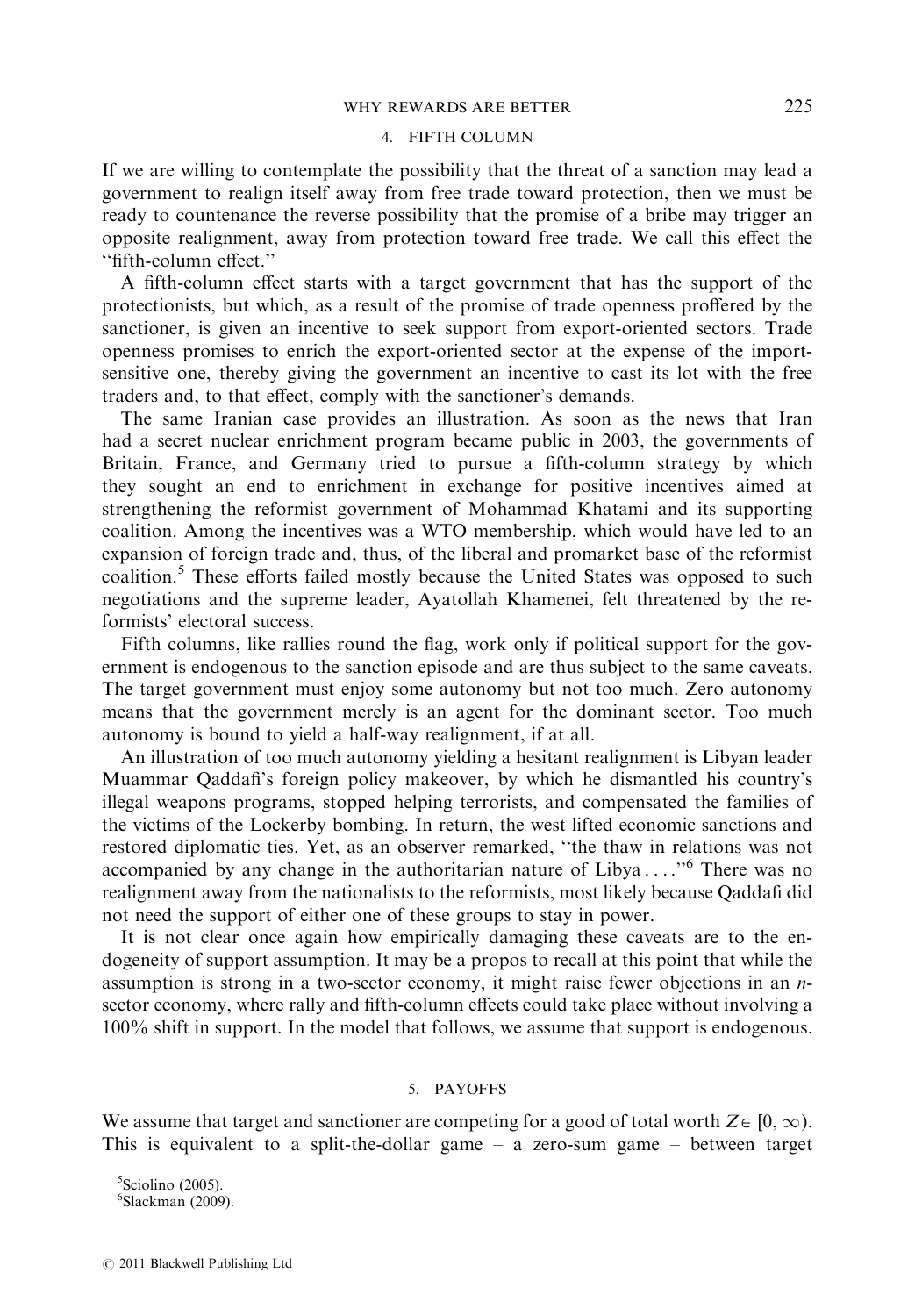## 4. FIFTH COLUMN

If we are willing to contemplate the possibility that the threat of a sanction may lead a government to realign itself away from free trade toward protection, then we must be ready to countenance the reverse possibility that the promise of a bribe may trigger an opposite realignment, away from protection toward free trade. We call this effect the "fifth-column effect."

A fifth-column effect starts with a target government that has the support of the protectionists, but which, as a result of the promise of trade openness proffered by the sanctioner, is given an incentive to seek support from export-oriented sectors. Trade openness promises to enrich the export-oriented sector at the expense of the import-sensitive one, thereby giving the government an incentive to cast its lot with the free traders and, to that effect, comply with the sanctioner's demands.

The same Iranian case provides an illustration. As soon as the news that Iran had a secret nuclear enrichment program became public in 2003, the governments of Britain, France, and Germany tried to pursue a fifth-column strategy by which they sought an end to enrichment in exchange for positive incentives aimed at strengthening the reformist government of Mohammad Khatami and its supporting coalition. Among the incentives was a WTO membership, which would have led to an expansion of foreign trade and, thus, of the liberal and promarket base of the reformist coalition.[5] These efforts failed mostly because the United States was opposed to such negotiations and the supreme leader, Ayatollah Khamenei, felt threatened by the reformists' electoral success.

Fifth columns, like rallies round the flag, work only if political support for the government is endogenous to the sanction episode and are thus subject to the same caveats. The target government must enjoy some autonomy but not too much. Zero autonomy means that the government merely is an agent for the dominant sector. Too much autonomy is bound to yield a half-way realignment, if at all.

An illustration of too much autonomy yielding a hesitant realignment is Libyan leader Muammar Qaddafi's foreign policy makeover, by which he dismantled his country's illegal weapons programs, stopped helping terrorists, and compensated the families of the victims of the Lockerby bombing. In return, the west lifted economic sanctions and restored diplomatic ties. Yet, as an observer remarked, "the thaw in relations was not accompanied by any change in the authoritarian nature of Libya . . . ."[6] There was no realignment away from the nationalists to the reformists, most likely because Qaddafi did not need the support of either one of these groups to stay in power.

It is not clear once again how empirically damaging these caveats are to the endogeneity of support assumption. It may be a propos to recall at this point that while the assumption is strong in a two-sector economy, it might raise fewer objections in an $n$-sector economy, where rally and fifth-column effects could take place without involving a 100% shift in support. In the model that follows, we assume that support is endogenous.

## 5. PAYOFFS

We assume that target and sanctioner are competing for a good of total worth $Z \in [0, \infty)$. This is equivalent to a split-the-dollar game – a zero-sum game – between target

[5] Sciolino (2005).

[6] Slackman (2009).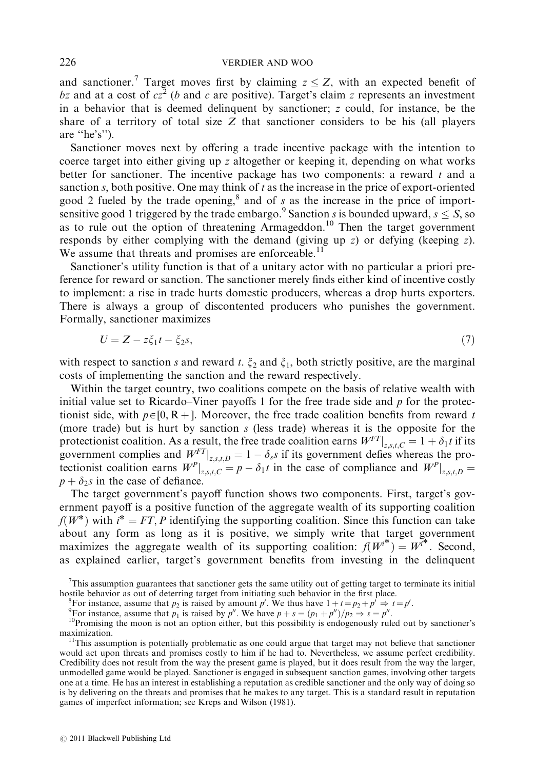and sanctioner.[7] Target moves first by claiming $z \leq Z$, with an expected benefit of $bz$ and at a cost of $cz^2$ ($b$ and $c$ are positive). Target's claim $z$ represents an investment in a behavior that is deemed delinquent by sanctioner; $z$ could, for instance, be the share of a territory of total size $Z$ that sanctioner considers to be his (all players are "he's").

Sanctioner moves next by offering a trade incentive package with the intention to coerce target into either giving up $z$ altogether or keeping it, depending on what works better for sanctioner. The incentive package has two components: a reward $t$ and a sanction $s$, both positive. One may think of $t$ as the increase in the price of export-oriented good 2 fueled by the trade opening,[8] and of $s$ as the increase in the price of import-sensitive good 1 triggered by the trade embargo.[9] Sanction $s$ is bounded upward, $s \leq S$, so as to rule out the option of threatening Armageddon.[10] Then the target government responds by either complying with the demand (giving up $z$) or defying (keeping $z$). We assume that threats and promises are enforceable.[11]

Sanctioner's utility function is that of a unitary actor with no particular a priori preference for reward or sanction. The sanctioner merely finds either kind of incentive costly to implement: a rise in trade hurts domestic producers, whereas a drop hurts exporters. There is always a group of discontented producers who punishes the government. Formally, sanctioner maximizes

$$U = Z - z\xi_1 t - \xi_2 s, \tag{7}$$

with respect to sanction $s$ and reward $t$. $\xi_2$ and $\xi_1$, both strictly positive, are the marginal costs of implementing the sanction and the reward respectively.

Within the target country, two coalitions compete on the basis of relative wealth with initial value set to Ricardo–Viner payoffs 1 for the free trade side and $p$ for the protectionist side, with $p \in [0, \mathrm{R}+]$. Moreover, the free trade coalition benefits from reward $t$ (more trade) but is hurt by sanction $s$ (less trade) whereas it is the opposite for the protectionist coalition. As a result, the free trade coalition earns $W^{FT}|_{z,s,t,C} = 1 + \delta_1 t$ if its government complies and $W^{FT}|_{z,s,t,D} = 1 - \delta_s s$ if its government defies whereas the protectionist coalition earns $W^P|_{z,s,t,C} = p - \delta_1 t$ in the case of compliance and $W^P|_{z,s,t,D} = p + \delta_2 s$ in the case of defiance.

The target government's payoff function shows two components. First, target's government payoff is a positive function of the aggregate wealth of its supporting coalition $f(W^*)$ with $i^* = FT, P$ identifying the supporting coalition. Since this function can take about any form as long as it is positive, we simply write that target government maximizes the aggregate wealth of its supporting coalition: $f(W^{i^*}) = W^{i^*}$. Second, as explained earlier, target's government benefits from investing in the delinquent

[7] This assumption guarantees that sanctioner gets the same utility out of getting target to terminate its initial hostile behavior as out of deterring target from initiating such behavior in the first place.

[8] For instance, assume that $p_2$ is raised by amount $p'$. We thus have $1 + t = p_2 + p' \Rightarrow t = p'$.

[9] For instance, assume that $p_1$ is raised by $p''$. We have $p + s = (p_1 + p'')/p_2 \Rightarrow s = p''$.

[10] Promising the moon is not an option either, but this possibility is endogenously ruled out by sanctioner's maximization.

[11] This assumption is potentially problematic as one could argue that target may not believe that sanctioner would act upon threats and promises costly to him if he had to. Nevertheless, we assume perfect credibility. Credibility does not result from the way the present game is played, but it does result from the way the larger, unmodelled game would be played. Sanctioner is engaged in subsequent sanction games, involving other targets one at a time. He has an interest in establishing a reputation as credible sanctioner and the only way of doing so is by delivering on the threats and promises that he makes to any target. This is a standard result in reputation games of imperfect information; see Kreps and Wilson (1981).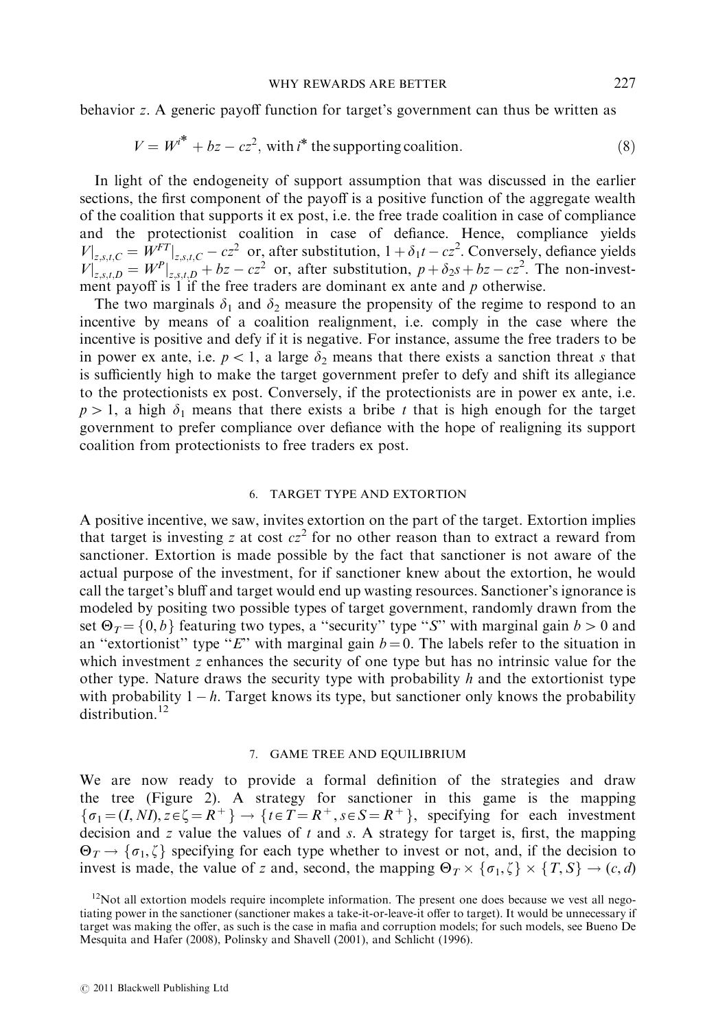behavior $z$. A generic payoff function for target's government can thus be written as

$$V = W^{i^*} + bz - cz^2, \text{ with } i^* \text{ the supporting coalition.} \tag{8}$$

In light of the endogeneity of support assumption that was discussed in the earlier sections, the first component of the payoff is a positive function of the aggregate wealth of the coalition that supports it ex post, i.e. the free trade coalition in case of compliance and the protectionist coalition in case of defiance. Hence, compliance yields $V|_{z,s,t,C} = W^{FT}|_{z,s,t,C} - cz^2$ or, after substitution, $1 + \delta_1 t - cz^2$. Conversely, defiance yields $V|_{z,s,t,D} = W^P|_{z,s,t,D} + bz - cz^2$ or, after substitution, $p + \delta_2 s + bz - cz^2$. The non-investment payoff is 1 if the free traders are dominant ex ante and $p$ otherwise.

The two marginals $\delta_1$ and $\delta_2$ measure the propensity of the regime to respond to an incentive by means of a coalition realignment, i.e. comply in the case where the incentive is positive and defy if it is negative. For instance, assume the free traders to be in power ex ante, i.e. $p < 1$, a large $\delta_2$ means that there exists a sanction threat $s$ that is sufficiently high to make the target government prefer to defy and shift its allegiance to the protectionists ex post. Conversely, if the protectionists are in power ex ante, i.e. $p > 1$, a high $\delta_1$ means that there exists a bribe $t$ that is high enough for the target government to prefer compliance over defiance with the hope of realigning its support coalition from protectionists to free traders ex post.

## 6. TARGET TYPE AND EXTORTION

A positive incentive, we saw, invites extortion on the part of the target. Extortion implies that target is investing $z$ at cost $cz^2$ for no other reason than to extract a reward from sanctioner. Extortion is made possible by the fact that sanctioner is not aware of the actual purpose of the investment, for if sanctioner knew about the extortion, he would call the target's bluff and target would end up wasting resources. Sanctioner's ignorance is modeled by positing two possible types of target government, randomly drawn from the set $\Theta_T = \{0, b\}$ featuring two types, a "security" type "$S$" with marginal gain $b > 0$ and an "extortionist" type "$E$" with marginal gain $b = 0$. The labels refer to the situation in which investment $z$ enhances the security of one type but has no intrinsic value for the other type. Nature draws the security type with probability $h$ and the extortionist type with probability $1 - h$. Target knows its type, but sanctioner only knows the probability distribution.[12]

## 7. GAME TREE AND EQUILIBRIUM

We are now ready to provide a formal definition of the strategies and draw the tree (Figure 2). A strategy for sanctioner in this game is the mapping $\{\sigma_1 = (I, NI), z \in \zeta = R^+\} \rightarrow \{t \in T = R^+, s \in S = R^+\}$, specifying for each investment decision and $z$ value the values of $t$ and $s$. A strategy for target is, first, the mapping $\Theta_T \rightarrow \{\sigma_1, \zeta\}$ specifying for each type whether to invest or not, and, if the decision to invest is made, the value of $z$ and, second, the mapping $\Theta_T \times \{\sigma_1, \zeta\} \times \{T, S\} \rightarrow (c, d)$

[12] Not all extortion models require incomplete information. The present one does because we vest all negotiating power in the sanctioner (sanctioner makes a take-it-or-leave-it offer to target). It would be unnecessary if target was making the offer, as such is the case in mafia and corruption models; for such models, see Bueno De Mesquita and Hafer (2008), Polinsky and Shavell (2001), and Schlicht (1996).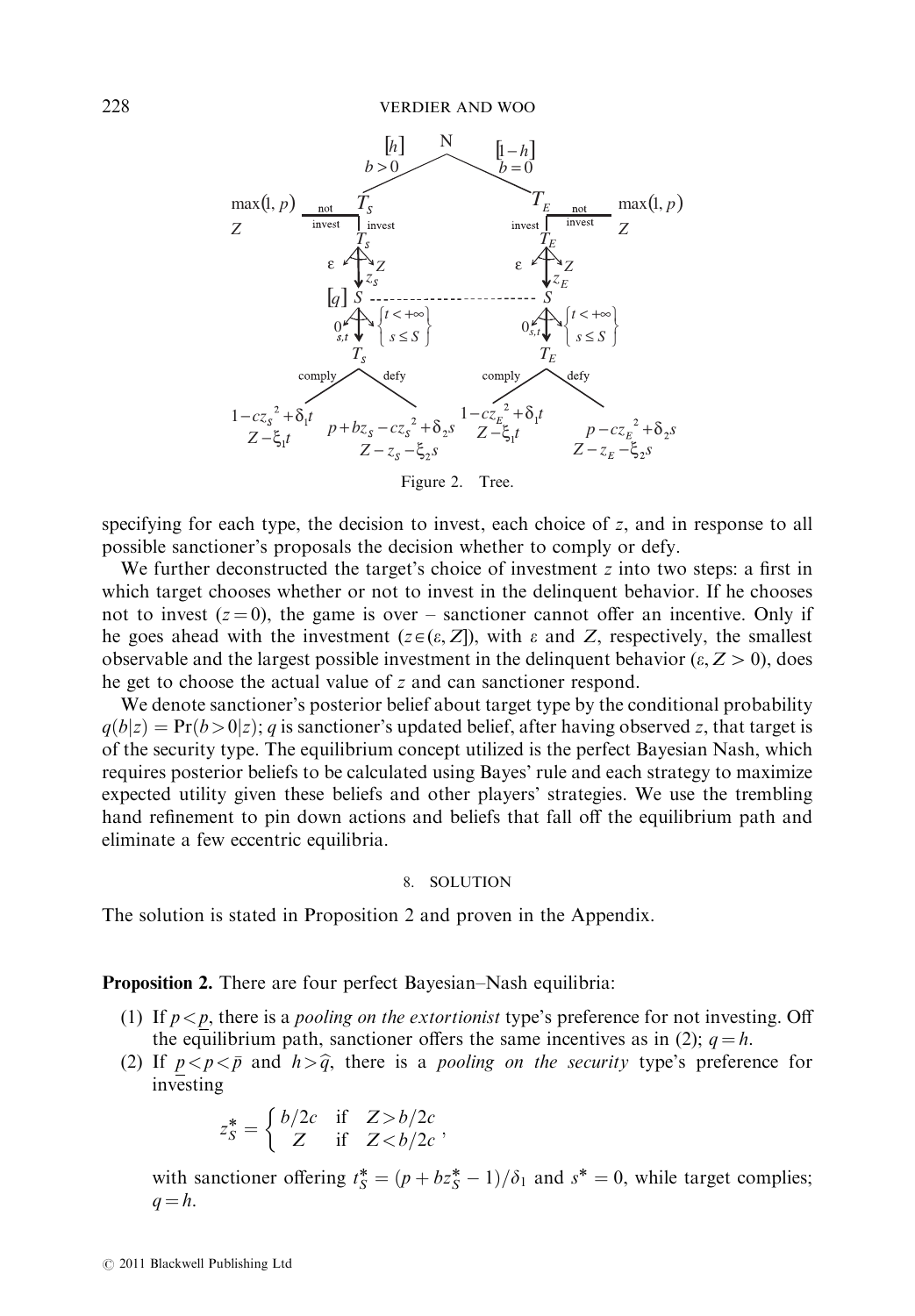Figure 2. Tree.

specifying for each type, the decision to invest, each choice of $z$, and in response to all possible sanctioner's proposals the decision whether to comply or defy.

We further deconstructed the target's choice of investment $z$ into two steps: a first in which target chooses whether or not to invest in the delinquent behavior. If he chooses not to invest ($z = 0$), the game is over – sanctioner cannot offer an incentive. Only if he goes ahead with the investment ($z \in (\varepsilon, Z]$), with $\varepsilon$ and $Z$, respectively, the smallest observable and the largest possible investment in the delinquent behavior ($\varepsilon, Z > 0$), does he get to choose the actual value of $z$ and can sanctioner respond.

We denote sanctioner's posterior belief about target type by the conditional probability $q(b|z) = \Pr(b > 0|z)$; $q$ is sanctioner's updated belief, after having observed $z$, that target is of the security type. The equilibrium concept utilized is the perfect Bayesian Nash, which requires posterior beliefs to be calculated using Bayes' rule and each strategy to maximize expected utility given these beliefs and other players' strategies. We use the trembling hand refinement to pin down actions and beliefs that fall off the equilibrium path and eliminate a few eccentric equilibria.

## 8. SOLUTION

The solution is stated in Proposition 2 and proven in the Appendix.

**Proposition 2.** There are four perfect Bayesian–Nash equilibria:

(1) If $p < \underline{p}$, there is a *pooling on the extortionist* type's preference for not investing. Off the equilibrium path, sanctioner offers the same incentives as in (2); $q = h$.

(2) If $\underline{p} < p < \bar{p}$ and $h > \hat{q}$, there is a *pooling on the security* type's preference for investing

$$z_S^* = \begin{cases} b/2c & \text{if} \quad Z > b/2c \\ Z & \text{if} \quad Z < b/2c \end{cases},$$

with sanctioner offering $t_S^* = (p + bz_S^* - 1)/\delta_1$ and $s^* = 0$, while target complies; $q = h$.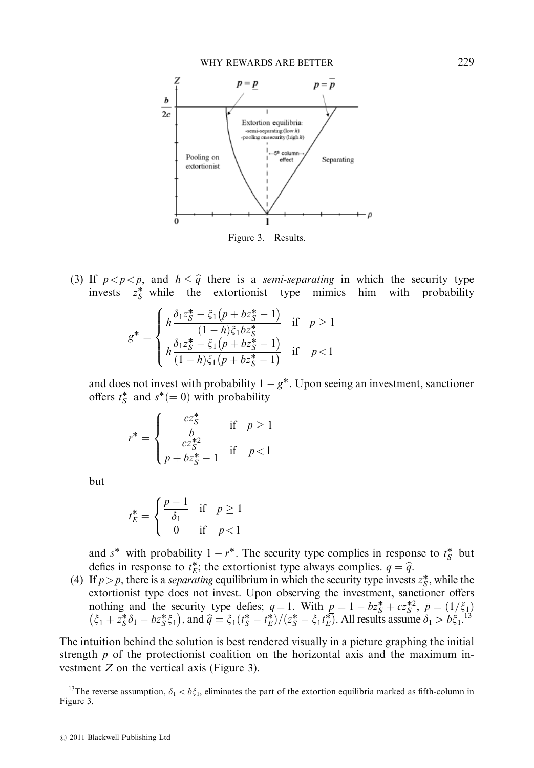Figure 3. Results.

(3) If $\underline{p} < p < \bar{p}$, and $h \leq \widehat{q}$ there is a *semi-separating* in which the security type invests $z_S^*$ while the extortionist type mimics him with probability

$$g^* = \begin{cases} h\dfrac{\delta_1 z_S^* - \xi_1\left(p + bz_S^* - 1\right)}{(1-h)\xi_1 bz_S^*} & \text{if} \quad p \geq 1 \\ h\dfrac{\delta_1 z_S^* - \xi_1\left(p + bz_S^* - 1\right)}{(1-h)\xi_1\left(p + bz_S^* - 1\right)} & \text{if} \quad p < 1 \end{cases}$$

and does not invest with probability $1 - g^*$. Upon seeing an investment, sanctioner offers $t_S^*$ and $s^*(=0)$ with probability

$$r^* = \begin{cases} \dfrac{cz_S^*}{b} & \text{if} \quad p \geq 1 \\ \dfrac{cz_S^{*2}}{p + bz_S^* - 1} & \text{if} \quad p < 1 \end{cases}$$

but

$$t_E^* = \begin{cases} \dfrac{p-1}{\delta_1} & \text{if} \quad p \geq 1 \\ 0 & \text{if} \quad p < 1 \end{cases}$$

and $s^*$ with probability $1 - r^*$. The security type complies in response to $t_S^*$ but defies in response to $t_E^*$; the extortionist type always complies. $q = \widehat{q}$.

(4) If $p > \bar{p}$, there is a *separating* equilibrium in which the security type invests $z_S^*$, while the extortionist type does not invest. Upon observing the investment, sanctioner offers nothing and the security type defies; $q = 1$. With $\underline{p} = 1 - bz_S^* + cz_S^{*2}$, $\bar{p} = (1/\xi_1)\left(\xi_1 + z_S^*\delta_1 - bz_S^*\xi_1\right)$, and $\widehat{q} = \xi_1(t_S^* - t_E^*)/(z_S^* - \xi_1 t_E^*)$. All results assume $\delta_1 > b\xi_1$.[13]

The intuition behind the solution is best rendered visually in a picture graphing the initial strength $p$ of the protectionist coalition on the horizontal axis and the maximum investment $Z$ on the vertical axis (Figure 3).

[13]The reverse assumption, $\delta_1 < b\xi_1$, eliminates the part of the extortion equilibria marked as fifth-column in Figure 3.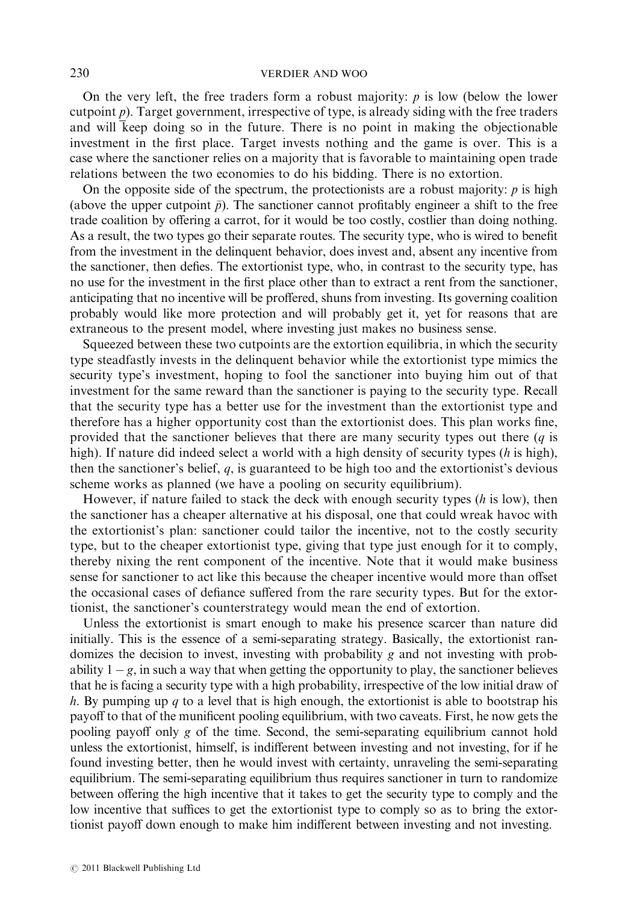On the very left, the free traders form a robust majority: $p$ is low (below the lower cutpoint $\underline{p}$). Target government, irrespective of type, is already siding with the free traders and will keep doing so in the future. There is no point in making the objectionable investment in the first place. Target invests nothing and the game is over. This is a case where the sanctioner relies on a majority that is favorable to maintaining open trade relations between the two economies to do his bidding. There is no extortion.

On the opposite side of the spectrum, the protectionists are a robust majority: $p$ is high (above the upper cutpoint $\bar{p}$). The sanctioner cannot profitably engineer a shift to the free trade coalition by offering a carrot, for it would be too costly, costlier than doing nothing. As a result, the two types go their separate routes. The security type, who is wired to benefit from the investment in the delinquent behavior, does invest and, absent any incentive from the sanctioner, then defies. The extortionist type, who, in contrast to the security type, has no use for the investment in the first place other than to extract a rent from the sanctioner, anticipating that no incentive will be proffered, shuns from investing. Its governing coalition probably would like more protection and will probably get it, yet for reasons that are extraneous to the present model, where investing just makes no business sense.

Squeezed between these two cutpoints are the extortion equilibria, in which the security type steadfastly invests in the delinquent behavior while the extortionist type mimics the security type's investment, hoping to fool the sanctioner into buying him out of that investment for the same reward than the sanctioner is paying to the security type. Recall that the security type has a better use for the investment than the extortionist type and therefore has a higher opportunity cost than the extortionist does. This plan works fine, provided that the sanctioner believes that there are many security types out there ($q$ is high). If nature did indeed select a world with a high density of security types ($h$ is high), then the sanctioner's belief, $q$, is guaranteed to be high too and the extortionist's devious scheme works as planned (we have a pooling on security equilibrium).

However, if nature failed to stack the deck with enough security types ($h$ is low), then the sanctioner has a cheaper alternative at his disposal, one that could wreak havoc with the extortionist's plan: sanctioner could tailor the incentive, not to the costly security type, but to the cheaper extortionist type, giving that type just enough for it to comply, thereby nixing the rent component of the incentive. Note that it would make business sense for sanctioner to act like this because the cheaper incentive would more than offset the occasional cases of defiance suffered from the rare security types. But for the extortionist, the sanctioner's counterstrategy would mean the end of extortion.

Unless the extortionist is smart enough to make his presence scarcer than nature did initially. This is the essence of a semi-separating strategy. Basically, the extortionist randomizes the decision to invest, investing with probability $g$ and not investing with probability $1 - g$, in such a way that when getting the opportunity to play, the sanctioner believes that he is facing a security type with a high probability, irrespective of the low initial draw of $h$. By pumping up $q$ to a level that is high enough, the extortionist is able to bootstrap his payoff to that of the munificent pooling equilibrium, with two caveats. First, he now gets the pooling payoff only $g$ of the time. Second, the semi-separating equilibrium cannot hold unless the extortionist, himself, is indifferent between investing and not investing, for if he found investing better, then he would invest with certainty, unraveling the semi-separating equilibrium. The semi-separating equilibrium thus requires sanctioner in turn to randomize between offering the high incentive that it takes to get the security type to comply and the low incentive that suffices to get the extortionist type to comply so as to bring the extortionist payoff down enough to make him indifferent between investing and not investing.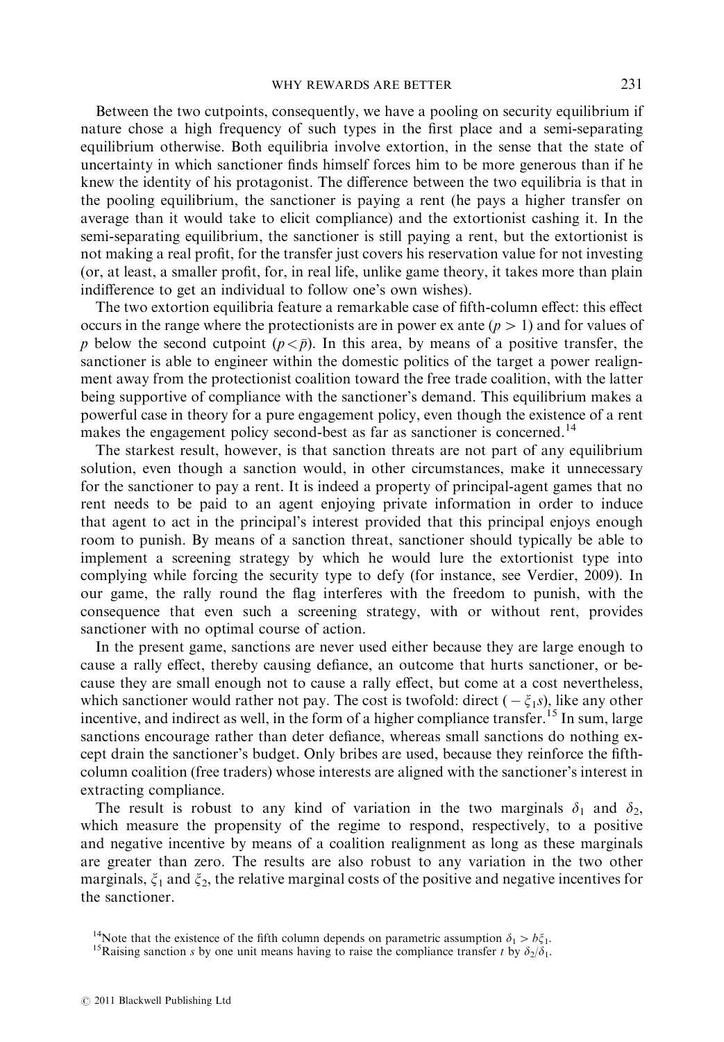Between the two cutpoints, consequently, we have a pooling on security equilibrium if nature chose a high frequency of such types in the first place and a semi-separating equilibrium otherwise. Both equilibria involve extortion, in the sense that the state of uncertainty in which sanctioner finds himself forces him to be more generous than if he knew the identity of his protagonist. The difference between the two equilibria is that in the pooling equilibrium, the sanctioner is paying a rent (he pays a higher transfer on average than it would take to elicit compliance) and the extortionist cashing it. In the semi-separating equilibrium, the sanctioner is still paying a rent, but the extortionist is not making a real profit, for the transfer just covers his reservation value for not investing (or, at least, a smaller profit, for, in real life, unlike game theory, it takes more than plain indifference to get an individual to follow one's own wishes).

The two extortion equilibria feature a remarkable case of fifth-column effect: this effect occurs in the range where the protectionists are in power ex ante ($p > 1$) and for values of $p$ below the second cutpoint ($p < \bar{p}$). In this area, by means of a positive transfer, the sanctioner is able to engineer within the domestic politics of the target a power realignment away from the protectionist coalition toward the free trade coalition, with the latter being supportive of compliance with the sanctioner's demand. This equilibrium makes a powerful case in theory for a pure engagement policy, even though the existence of a rent makes the engagement policy second-best as far as sanctioner is concerned.[14]

The starkest result, however, is that sanction threats are not part of any equilibrium solution, even though a sanction would, in other circumstances, make it unnecessary for the sanctioner to pay a rent. It is indeed a property of principal-agent games that no rent needs to be paid to an agent enjoying private information in order to induce that agent to act in the principal's interest provided that this principal enjoys enough room to punish. By means of a sanction threat, sanctioner should typically be able to implement a screening strategy by which he would lure the extortionist type into complying while forcing the security type to defy (for instance, see Verdier, 2009). In our game, the rally round the flag interferes with the freedom to punish, with the consequence that even such a screening strategy, with or without rent, provides sanctioner with no optimal course of action.

In the present game, sanctions are never used either because they are large enough to cause a rally effect, thereby causing defiance, an outcome that hurts sanctioner, or because they are small enough not to cause a rally effect, but come at a cost nevertheless, which sanctioner would rather not pay. The cost is twofold: direct ($-\xi_1 s$), like any other incentive, and indirect as well, in the form of a higher compliance transfer.[15] In sum, large sanctions encourage rather than deter defiance, whereas small sanctions do nothing except drain the sanctioner's budget. Only bribes are used, because they reinforce the fifth-column coalition (free traders) whose interests are aligned with the sanctioner's interest in extracting compliance.

The result is robust to any kind of variation in the two marginals $\delta_1$ and $\delta_2$, which measure the propensity of the regime to respond, respectively, to a positive and negative incentive by means of a coalition realignment as long as these marginals are greater than zero. The results are also robust to any variation in the two other marginals, $\xi_1$ and $\xi_2$, the relative marginal costs of the positive and negative incentives for the sanctioner.

[14] Note that the existence of the fifth column depends on parametric assumption $\delta_1 > b\xi_1$.

[15] Raising sanction $s$ by one unit means having to raise the compliance transfer $t$ by $\delta_2/\delta_1$.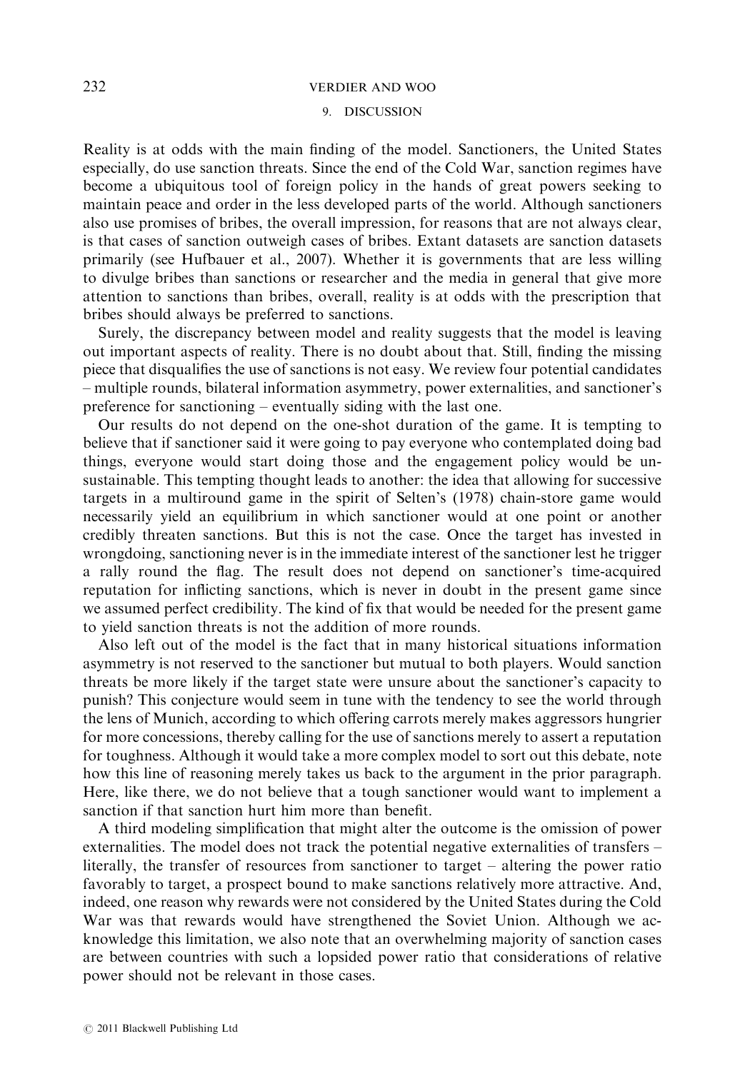## 9. DISCUSSION

Reality is at odds with the main finding of the model. Sanctioners, the United States especially, do use sanction threats. Since the end of the Cold War, sanction regimes have become a ubiquitous tool of foreign policy in the hands of great powers seeking to maintain peace and order in the less developed parts of the world. Although sanctioners also use promises of bribes, the overall impression, for reasons that are not always clear, is that cases of sanction outweigh cases of bribes. Extant datasets are sanction datasets primarily (see Hufbauer et al., 2007). Whether it is governments that are less willing to divulge bribes than sanctions or researcher and the media in general that give more attention to sanctions than bribes, overall, reality is at odds with the prescription that bribes should always be preferred to sanctions.

Surely, the discrepancy between model and reality suggests that the model is leaving out important aspects of reality. There is no doubt about that. Still, finding the missing piece that disqualifies the use of sanctions is not easy. We review four potential candidates – multiple rounds, bilateral information asymmetry, power externalities, and sanctioner's preference for sanctioning – eventually siding with the last one.

Our results do not depend on the one-shot duration of the game. It is tempting to believe that if sanctioner said it were going to pay everyone who contemplated doing bad things, everyone would start doing those and the engagement policy would be unsustainable. This tempting thought leads to another: the idea that allowing for successive targets in a multiround game in the spirit of Selten's (1978) chain-store game would necessarily yield an equilibrium in which sanctioner would at one point or another credibly threaten sanctions. But this is not the case. Once the target has invested in wrongdoing, sanctioning never is in the immediate interest of the sanctioner lest he trigger a rally round the flag. The result does not depend on sanctioner's time-acquired reputation for inflicting sanctions, which is never in doubt in the present game since we assumed perfect credibility. The kind of fix that would be needed for the present game to yield sanction threats is not the addition of more rounds.

Also left out of the model is the fact that in many historical situations information asymmetry is not reserved to the sanctioner but mutual to both players. Would sanction threats be more likely if the target state were unsure about the sanctioner's capacity to punish? This conjecture would seem in tune with the tendency to see the world through the lens of Munich, according to which offering carrots merely makes aggressors hungrier for more concessions, thereby calling for the use of sanctions merely to assert a reputation for toughness. Although it would take a more complex model to sort out this debate, note how this line of reasoning merely takes us back to the argument in the prior paragraph. Here, like there, we do not believe that a tough sanctioner would want to implement a sanction if that sanction hurt him more than benefit.

A third modeling simplification that might alter the outcome is the omission of power externalities. The model does not track the potential negative externalities of transfers – literally, the transfer of resources from sanctioner to target – altering the power ratio favorably to target, a prospect bound to make sanctions relatively more attractive. And, indeed, one reason why rewards were not considered by the United States during the Cold War was that rewards would have strengthened the Soviet Union. Although we acknowledge this limitation, we also note that an overwhelming majority of sanction cases are between countries with such a lopsided power ratio that considerations of relative power should not be relevant in those cases.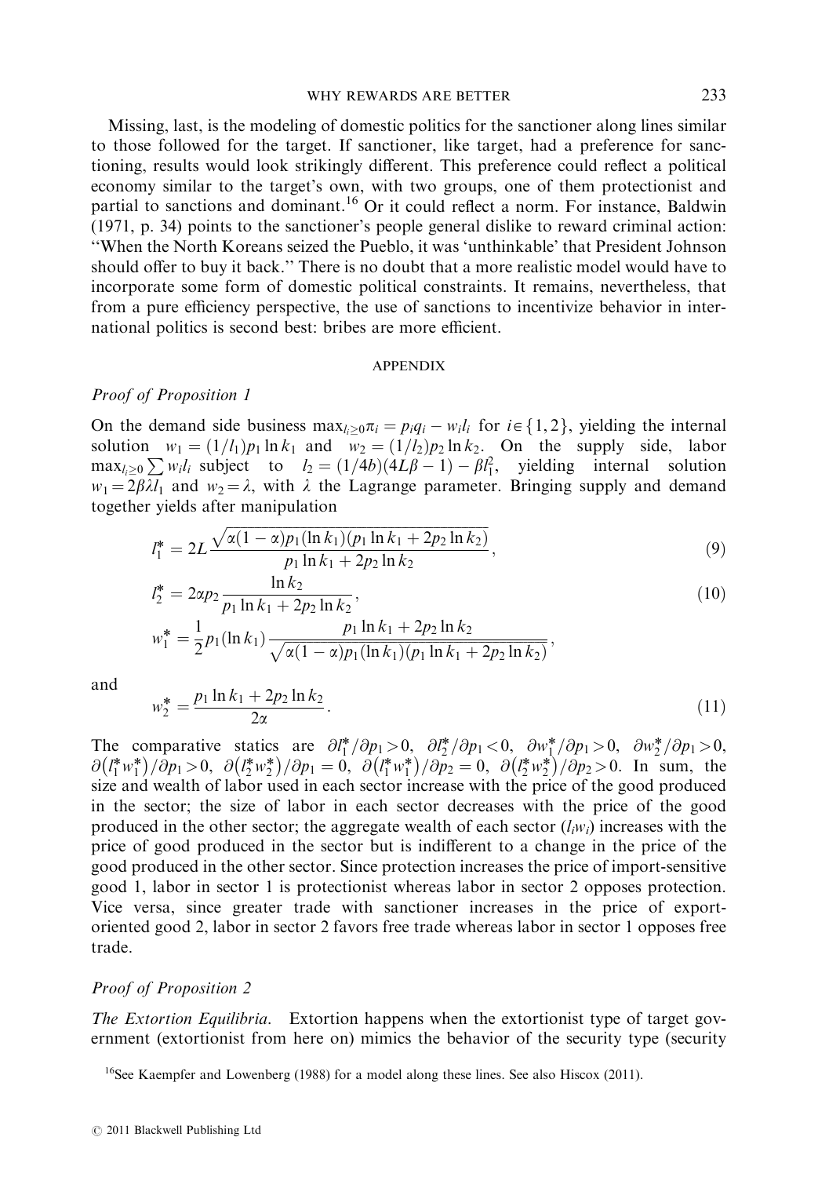Missing, last, is the modeling of domestic politics for the sanctioner along lines similar to those followed for the target. If sanctioner, like target, had a preference for sanctioning, results would look strikingly different. This preference could reflect a political economy similar to the target's own, with two groups, one of them protectionist and partial to sanctions and dominant.[16] Or it could reflect a norm. For instance, Baldwin (1971, p. 34) points to the sanctioner's people general dislike to reward criminal action: "When the North Koreans seized the Pueblo, it was 'unthinkable' that President Johnson should offer to buy it back." There is no doubt that a more realistic model would have to incorporate some form of domestic political constraints. It remains, nevertheless, that from a pure efficiency perspective, the use of sanctions to incentivize behavior in international politics is second best: bribes are more efficient.

## APPENDIX

### *Proof of Proposition 1*

On the demand side business $\max_{l_i \geq 0} \pi_i = p_i q_i - w_i l_i$ for $i \in \{1, 2\}$, yielding the internal solution $w_1 = (1/l_1) p_1 \ln k_1$ and $w_2 = (1/l_2) p_2 \ln k_2$. On the supply side, labor $\max_{l_i \geq 0} \sum w_i l_i$ subject to $l_2 = (1/4b)(4L\beta - 1) - \beta l_1^2$, yielding internal solution $w_1 = 2\beta\lambda l_1$ and $w_2 = \lambda$, with $\lambda$ the Lagrange parameter. Bringing supply and demand together yields after manipulation

$$l_1^* = 2L \frac{\sqrt{\alpha(1-\alpha) p_1 (\ln k_1)(p_1 \ln k_1 + 2p_2 \ln k_2)}}{p_1 \ln k_1 + 2p_2 \ln k_2}, \tag{9}$$

$$l_2^* = 2\alpha p_2 \frac{\ln k_2}{p_1 \ln k_1 + 2p_2 \ln k_2}, \tag{10}$$

$$w_1^* = \frac{1}{2} p_1 (\ln k_1) \frac{p_1 \ln k_1 + 2p_2 \ln k_2}{\sqrt{\alpha(1-\alpha) p_1 (\ln k_1)(p_1 \ln k_1 + 2p_2 \ln k_2)}},$$

and

$$w_2^* = \frac{p_1 \ln k_1 + 2p_2 \ln k_2}{2\alpha}. \tag{11}$$

The comparative statics are $\partial l_1^*/\partial p_1 > 0$, $\partial l_2^*/\partial p_1 < 0$, $\partial w_1^*/\partial p_1 > 0$, $\partial w_2^*/\partial p_1 > 0$, $\partial(l_1^* w_1^*)/\partial p_1 > 0$, $\partial(l_2^* w_2^*)/\partial p_1 = 0$, $\partial(l_1^* w_1^*)/\partial p_2 = 0$, $\partial(l_2^* w_2^*)/\partial p_2 > 0$. In sum, the size and wealth of labor used in each sector increase with the price of the good produced in the sector; the size of labor in each sector decreases with the price of the good produced in the other sector; the aggregate wealth of each sector ($l_i w_i$) increases with the price of good produced in the sector but is indifferent to a change in the price of the good produced in the other sector. Since protection increases the price of import-sensitive good 1, labor in sector 1 is protectionist whereas labor in sector 2 opposes protection. Vice versa, since greater trade with sanctioner increases in the price of export-oriented good 2, labor in sector 2 favors free trade whereas labor in sector 1 opposes free trade.

### *Proof of Proposition 2*

*The Extortion Equilibria.* Extortion happens when the extortionist type of target government (extortionist from here on) mimics the behavior of the security type (security

[16] See Kaempfer and Lowenberg (1988) for a model along these lines. See also Hiscox (2011).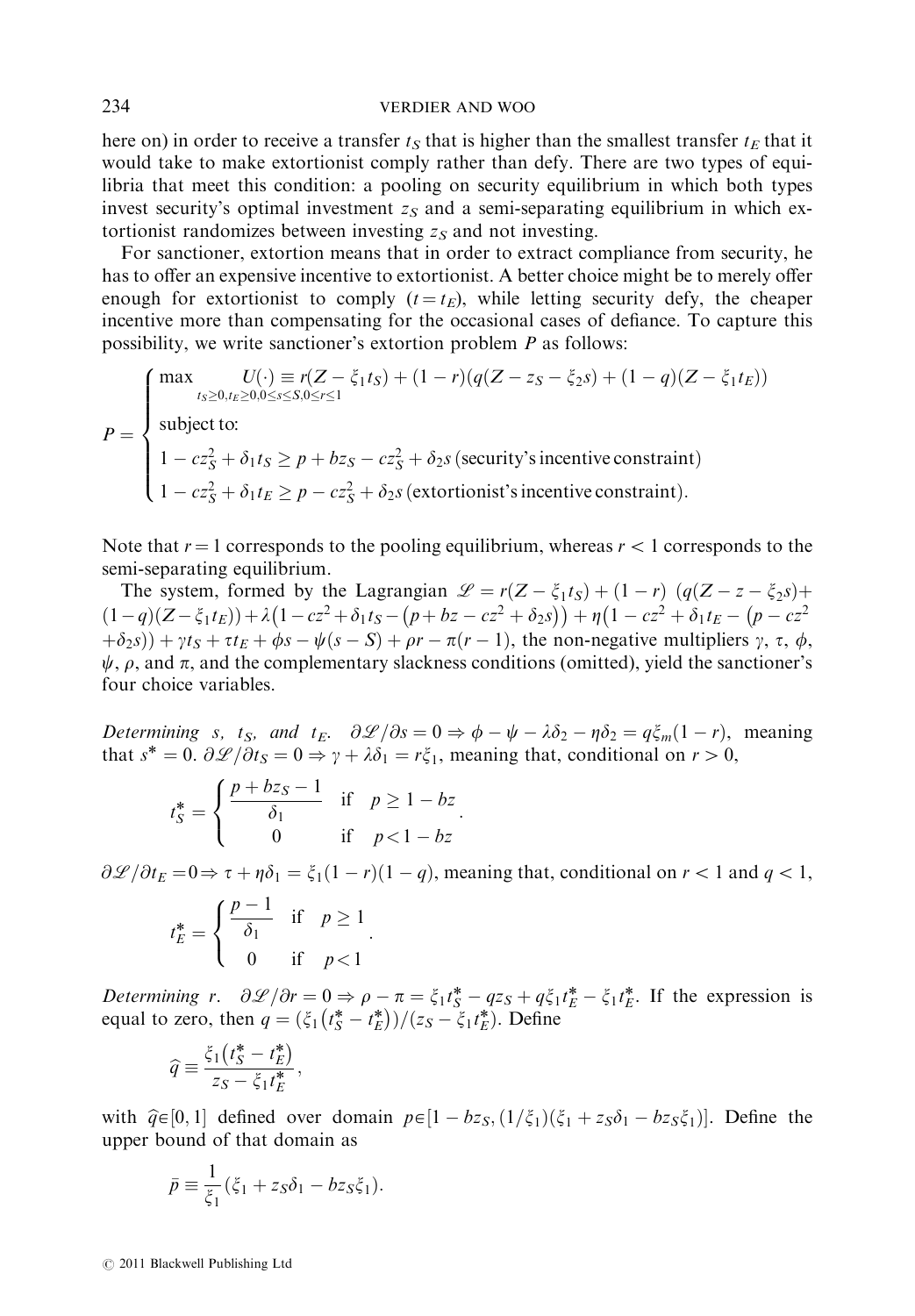here on) in order to receive a transfer $t_S$ that is higher than the smallest transfer $t_E$ that it would take to make extortionist comply rather than defy. There are two types of equilibria that meet this condition: a pooling on security equilibrium in which both types invest security's optimal investment $z_S$ and a semi-separating equilibrium in which extortionist randomizes between investing $z_S$ and not investing.

For sanctioner, extortion means that in order to extract compliance from security, he has to offer an expensive incentive to extortionist. A better choice might be to merely offer enough for extortionist to comply ($t = t_E$), while letting security defy, the cheaper incentive more than compensating for the occasional cases of defiance. To capture this possibility, we write sanctioner's extortion problem $P$ as follows:

$$P = \begin{cases} \max\limits_{t_S \geq 0, t_E \geq 0, 0 \leq s \leq S, 0 \leq r \leq 1} U(\cdot) \equiv r(Z - \xi_1 t_S) + (1-r)(q(Z - z_S - \xi_2 s) + (1-q)(Z - \xi_1 t_E)) \\ \text{subject to:} \\ 1 - cz_S^2 + \delta_1 t_S \geq p + bz_S - cz_S^2 + \delta_2 s \, (\text{security's incentive constraint}) \\ 1 - cz_S^2 + \delta_1 t_E \geq p - cz_S^2 + \delta_2 s \, (\text{extortionist's incentive constraint}). \end{cases}$$

Note that $r = 1$ corresponds to the pooling equilibrium, whereas $r < 1$ corresponds to the semi-separating equilibrium.

The system, formed by the Lagrangian $\mathscr{L} = r(Z - \xi_1 t_S) + (1-r)\ (q(Z - z - \xi_2 s) + (1-q)(Z - \xi_1 t_E)) + \lambda\big(1 - cz^2 + \delta_1 t_S - \big(p + bz - cz^2 + \delta_2 s\big)\big) + \eta\big(1 - cz^2 + \delta_1 t_E - \big(p - cz^2 + \delta_2 s\big)\big) + \gamma t_S + \tau t_E + \phi s - \psi(s - S) + \rho r - \pi(r-1)$, the non-negative multipliers $\gamma$, $\tau$, $\phi$, $\psi$, $\rho$, and $\pi$, and the complementary slackness conditions (omitted), yield the sanctioner's four choice variables.

*Determining* $s$, $t_S$, *and* $t_E$. $\partial\mathscr{L}/\partial s = 0 \Rightarrow \phi - \psi - \lambda\delta_2 - \eta\delta_2 = q\xi_m(1-r)$, meaning that $s^* = 0$. $\partial\mathscr{L}/\partial t_S = 0 \Rightarrow \gamma + \lambda\delta_1 = r\xi_1$, meaning that, conditional on $r > 0$,

$$t_S^* = \begin{cases} \dfrac{p + bz_S - 1}{\delta_1} & \text{if} \quad p \geq 1 - bz \\ 0 & \text{if} \quad p < 1 - bz \end{cases}.$$

$\partial\mathscr{L}/\partial t_E = 0 \Rightarrow \tau + \eta\delta_1 = \xi_1(1-r)(1-q)$, meaning that, conditional on $r < 1$ and $q < 1$,

$$t_E^* = \begin{cases} \dfrac{p - 1}{\delta_1} & \text{if} \quad p \geq 1 \\ 0 & \text{if} \quad p < 1 \end{cases}.$$

*Determining* $r$. $\partial\mathscr{L}/\partial r = 0 \Rightarrow \rho - \pi = \xi_1 t_S^* - qz_S + q\xi_1 t_E^* - \xi_1 t_E^*$. If the expression is equal to zero, then $q = (\xi_1(t_S^* - t_E^*))/(z_S - \xi_1 t_E^*)$. Define

$$\widehat{q} \equiv \frac{\xi_1\big(t_S^* - t_E^*\big)}{z_S - \xi_1 t_E^*},$$

with $\widehat{q} \in [0, 1]$ defined over domain $p \in [1 - bz_S, (1/\xi_1)(\xi_1 + z_S\delta_1 - bz_S\xi_1)]$. Define the upper bound of that domain as

$$\bar{p} \equiv \frac{1}{\xi_1}(\xi_1 + z_S\delta_1 - bz_S\xi_1).$$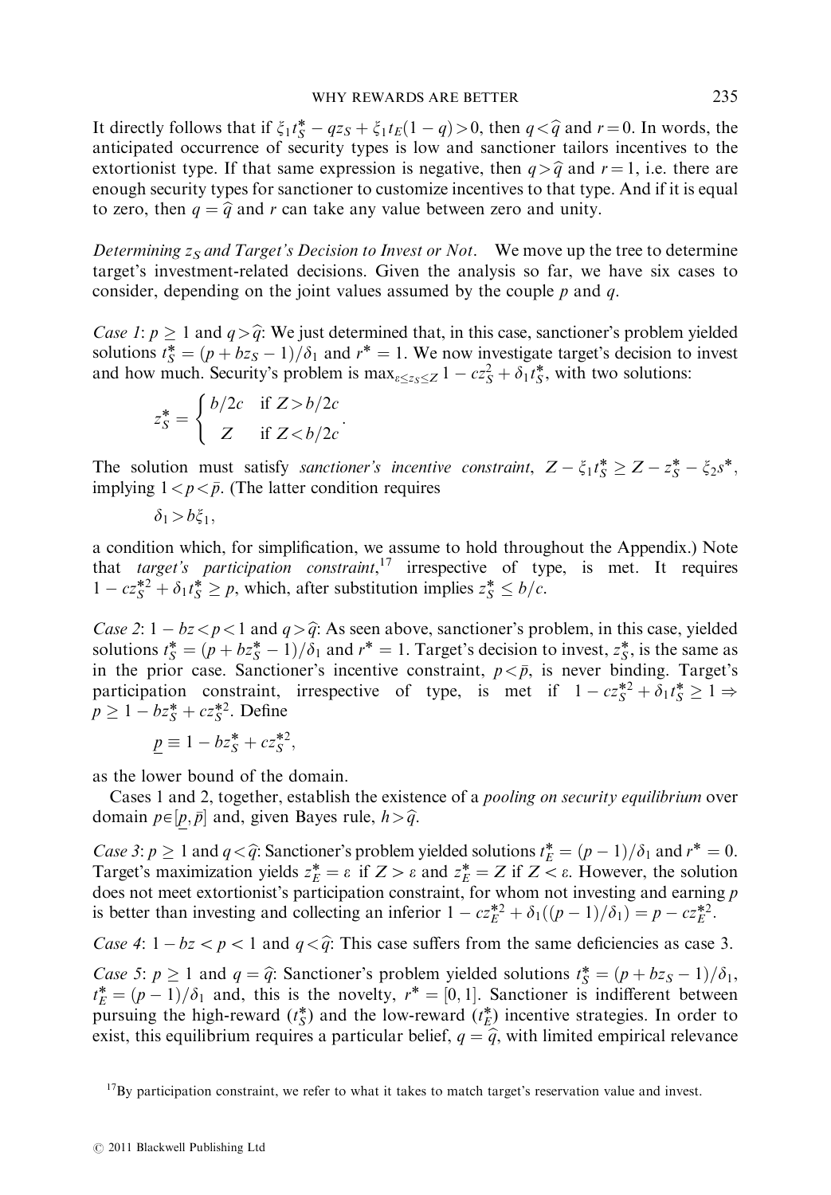It directly follows that if $\xi_1 t_S^* - qz_S + \xi_1 t_E(1-q) > 0$, then $q < \widehat{q}$ and $r = 0$. In words, the anticipated occurrence of security types is low and sanctioner tailors incentives to the extortionist type. If that same expression is negative, then $q > \widehat{q}$ and $r = 1$, i.e. there are enough security types for sanctioner to customize incentives to that type. And if it is equal to zero, then $q = \widehat{q}$ and $r$ can take any value between zero and unity.

*Determining $z_S$ and Target's Decision to Invest or Not.* We move up the tree to determine target's investment-related decisions. Given the analysis so far, we have six cases to consider, depending on the joint values assumed by the couple $p$ and $q$.

*Case 1*: $p \geq 1$ and $q > \widehat{q}$: We just determined that, in this case, sanctioner's problem yielded solutions $t_S^* = (p + bz_S - 1)/\delta_1$ and $r^* = 1$. We now investigate target's decision to invest and how much. Security's problem is $\max_{\varepsilon \leq z_S \leq Z} 1 - cz_S^2 + \delta_1 t_S^*$, with two solutions:

$$z_S^* = \begin{cases} b/2c & \text{if } Z > b/2c \\ Z & \text{if } Z < b/2c \end{cases}.$$

The solution must satisfy *sanctioner's incentive constraint*, $Z - \xi_1 t_S^* \geq Z - z_S^* - \xi_2 s^*$, implying $1 < p < \bar{p}$. (The latter condition requires

$$\delta_1 > b\xi_1,$$

a condition which, for simplification, we assume to hold throughout the Appendix.) Note that *target's participation constraint*,[17] irrespective of type, is met. It requires $1 - cz_S^{*2} + \delta_1 t_S^* \geq p$, which, after substitution implies $z_S^* \leq b/c$.

*Case 2*: $1 - bz < p < 1$ and $q > \widehat{q}$: As seen above, sanctioner's problem, in this case, yielded solutions $t_S^* = (p + bz_S^* - 1)/\delta_1$ and $r^* = 1$. Target's decision to invest, $z_S^*$, is the same as in the prior case. Sanctioner's incentive constraint, $p < \bar{p}$, is never binding. Target's participation constraint, irrespective of type, is met if $1 - cz_S^{*2} + \delta_1 t_S^* \geq 1 \Rightarrow p \geq 1 - bz_S^* + cz_S^{*2}$. Define

$$\underline{p} \equiv 1 - bz_S^* + cz_S^{*2},$$

as the lower bound of the domain.

Cases 1 and 2, together, establish the existence of a *pooling on security equilibrium* over domain $p \in [\underline{p}, \bar{p}]$ and, given Bayes rule, $h > \widehat{q}$.

*Case 3*: $p \geq 1$ and $q < \widehat{q}$: Sanctioner's problem yielded solutions $t_E^* = (p-1)/\delta_1$ and $r^* = 0$. Target's maximization yields $z_E^* = \varepsilon$ if $Z > \varepsilon$ and $z_E^* = Z$ if $Z < \varepsilon$. However, the solution does not meet extortionist's participation constraint, for whom not investing and earning $p$ is better than investing and collecting an inferior $1 - cz_E^{*2} + \delta_1((p-1)/\delta_1) = p - cz_E^{*2}$.

*Case 4*: $1 - bz < p < 1$ and $q < \widehat{q}$: This case suffers from the same deficiencies as case 3.

*Case 5*: $p \geq 1$ and $q = \widehat{q}$: Sanctioner's problem yielded solutions $t_S^* = (p + bz_S - 1)/\delta_1$, $t_E^* = (p-1)/\delta_1$ and, this is the novelty, $r^* = [0, 1]$. Sanctioner is indifferent between pursuing the high-reward ($t_S^*$) and the low-reward ($t_E^*$) incentive strategies. In order to exist, this equilibrium requires a particular belief, $q = \widehat{q}$, with limited empirical relevance

[17] By participation constraint, we refer to what it takes to match target's reservation value and invest.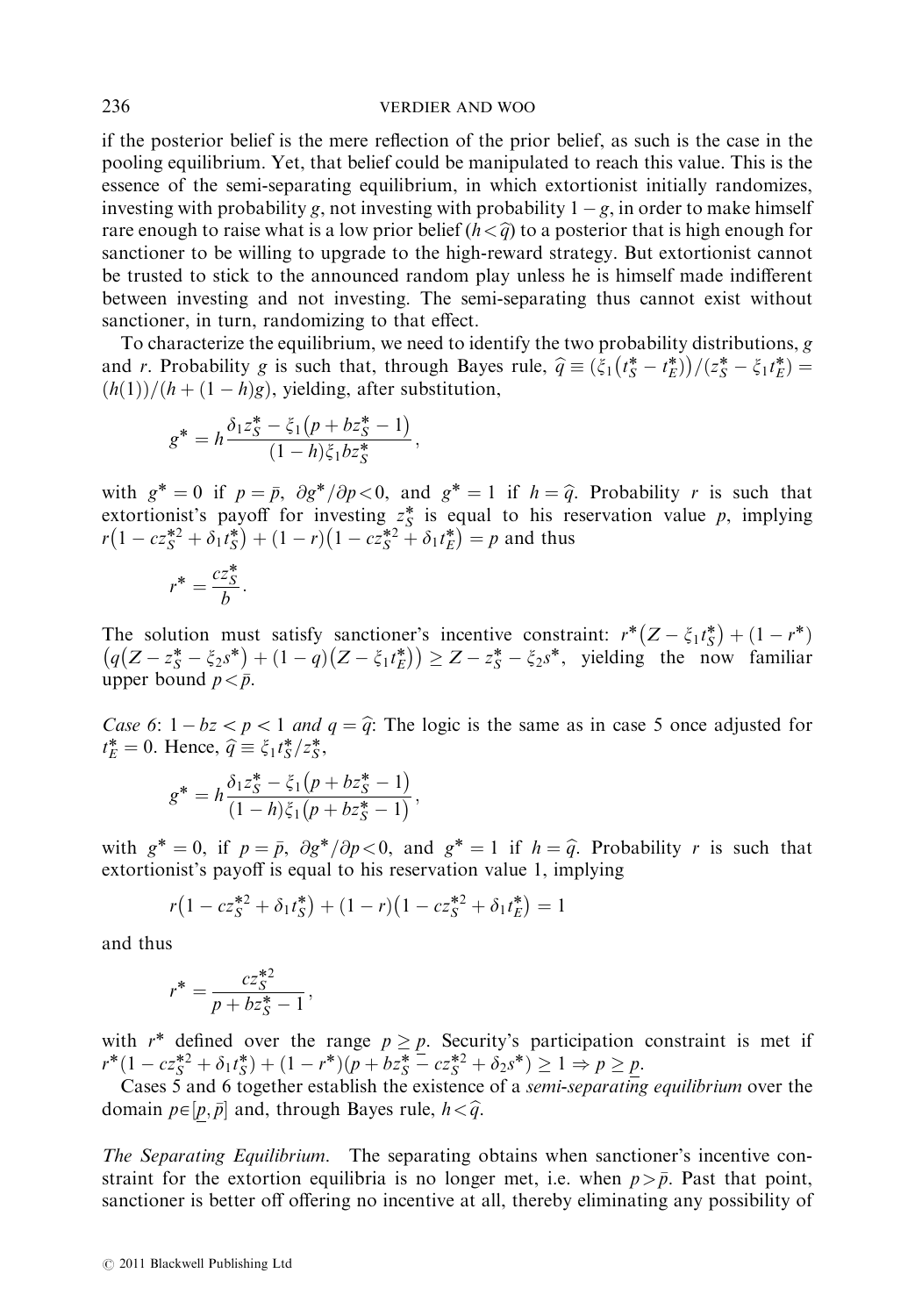if the posterior belief is the mere reflection of the prior belief, as such is the case in the pooling equilibrium. Yet, that belief could be manipulated to reach this value. This is the essence of the semi-separating equilibrium, in which extortionist initially randomizes, investing with probability $g$, not investing with probability $1-g$, in order to make himself rare enough to raise what is a low prior belief ($h<\hat{q}$) to a posterior that is high enough for sanctioner to be willing to upgrade to the high-reward strategy. But extortionist cannot be trusted to stick to the announced random play unless he is himself made indifferent between investing and not investing. The semi-separating thus cannot exist without sanctioner, in turn, randomizing to that effect.

To characterize the equilibrium, we need to identify the two probability distributions, $g$ and $r$. Probability $g$ is such that, through Bayes rule, $\hat{q} \equiv (\xi_1(t_S^* - t_E^*))/(z_S^* - \xi_1 t_E^*) = (h(1))/(h+(1-h)g)$, yielding, after substitution,

$$g^* = h\frac{\delta_1 z_S^* - \xi_1(p + bz_S^* - 1)}{(1-h)\xi_1 bz_S^*},$$

with $g^*=0$ if $p=\bar{p}$, $\partial g^*/\partial p<0$, and $g^*=1$ if $h=\hat{q}$. Probability $r$ is such that extortionist's payoff for investing $z_S^*$ is equal to his reservation value $p$, implying $r(1-cz_S^{*2}+\delta_1 t_S^*)+(1-r)(1-cz_S^{*2}+\delta_1 t_E^*)=p$ and thus

$$r^* = \frac{cz_S^*}{b}.$$

The solution must satisfy sanctioner's incentive constraint: $r^*(Z-\xi_1 t_S^*)+(1-r^*)\left(q(Z-z_S^*-\xi_2 s^*)+(1-q)(Z-\xi_1 t_E^*)\right) \geq Z - z_S^* - \xi_2 s^*$, yielding the now familiar upper bound $p<\bar{p}$.

*Case 6*: $1-bz<p<1$ *and* $q=\hat{q}$: The logic is the same as in case 5 once adjusted for $t_E^*=0$. Hence, $\hat{q} \equiv \xi_1 t_S^*/z_S^*$,

$$g^* = h\frac{\delta_1 z_S^* - \xi_1(p + bz_S^* - 1)}{(1-h)\xi_1(p + bz_S^* - 1)},$$

with $g^*=0$, if $p=\bar{p}$, $\partial g^*/\partial p<0$, and $g^*=1$ if $h=\hat{q}$. Probability $r$ is such that extortionist's payoff is equal to his reservation value 1, implying

$$r(1-cz_S^{*2}+\delta_1 t_S^*)+(1-r)(1-cz_S^{*2}+\delta_1 t_E^*)=1$$

and thus

$$r^* = \frac{cz_S^{*2}}{p+bz_S^*-1},$$

with $r^*$ defined over the range $p \geq \underline{p}$. Security's participation constraint is met if $r^*(1-cz_S^{*2}+\delta_1 t_S^*)+(1-r^*)(p+bz_S^*-cz_S^{*2}+\delta_2 s^*) \geq 1 \Rightarrow p \geq \underline{p}$.

Cases 5 and 6 together establish the existence of a *semi-separating equilibrium* over the domain $p \in [\underline{p}, \bar{p}]$ and, through Bayes rule, $h<\hat{q}$.

*The Separating Equilibrium.* The separating obtains when sanctioner's incentive constraint for the extortion equilibria is no longer met, i.e. when $p>\bar{p}$. Past that point, sanctioner is better off offering no incentive at all, thereby eliminating any possibility of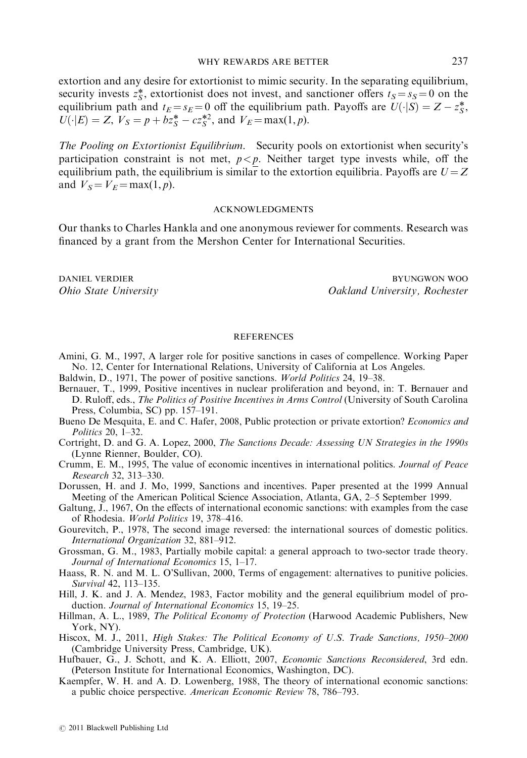extortion and any desire for extortionist to mimic security. In the separating equilibrium, security invests $z_S^*$, extortionist does not invest, and sanctioner offers $t_S = s_S = 0$ on the equilibrium path and $t_E = s_E = 0$ off the equilibrium path. Payoffs are $U(\cdot|S) = Z - z_S^*$, $U(\cdot|E) = Z$, $V_S = p + bz_S^* - cz_S^{*2}$, and $V_E = \max(1, p)$.

*The Pooling on Extortionist Equilibrium.* Security pools on extortionist when security's participation constraint is not met, $p < \underline{p}$. Neither target type invests while, off the equilibrium path, the equilibrium is similar to the extortion equilibria. Payoffs are $U = Z$ and $V_S = V_E = \max(1, p)$.

## ACKNOWLEDGMENTS

Our thanks to Charles Hankla and one anonymous reviewer for comments. Research was financed by a grant from the Mershon Center for International Securities.

DANIEL VERDIER
*Ohio State University*

BYUNGWON WOO
*Oakland University, Rochester*

## REFERENCES

Amini, G. M., 1997, A larger role for positive sanctions in cases of compellence. Working Paper No. 12, Center for International Relations, University of California at Los Angeles.

Baldwin, D., 1971, The power of positive sanctions. *World Politics* 24, 19–38.

Bernauer, T., 1999, Positive incentives in nuclear proliferation and beyond, in: T. Bernauer and D. Ruloff, eds., *The Politics of Positive Incentives in Arms Control* (University of South Carolina Press, Columbia, SC) pp. 157–191.

Bueno De Mesquita, E. and C. Hafer, 2008, Public protection or private extortion? *Economics and Politics* 20, 1–32.

Cortright, D. and G. A. Lopez, 2000, *The Sanctions Decade: Assessing UN Strategies in the 1990s* (Lynne Rienner, Boulder, CO).

Crumm, E. M., 1995, The value of economic incentives in international politics. *Journal of Peace Research* 32, 313–330.

Dorussen, H. and J. Mo, 1999, Sanctions and incentives. Paper presented at the 1999 Annual Meeting of the American Political Science Association, Atlanta, GA, 2–5 September 1999.

Galtung, J., 1967, On the effects of international economic sanctions: with examples from the case of Rhodesia. *World Politics* 19, 378–416.

Gourevitch, P., 1978, The second image reversed: the international sources of domestic politics. *International Organization* 32, 881–912.

Grossman, G. M., 1983, Partially mobile capital: a general approach to two-sector trade theory. *Journal of International Economics* 15, 1–17.

Haass, R. N. and M. L. O'Sullivan, 2000, Terms of engagement: alternatives to punitive policies. *Survival* 42, 113–135.

Hill, J. K. and J. A. Mendez, 1983, Factor mobility and the general equilibrium model of production. *Journal of International Economics* 15, 19–25.

Hillman, A. L., 1989, *The Political Economy of Protection* (Harwood Academic Publishers, New York, NY).

Hiscox, M. J., 2011, *High Stakes: The Political Economy of U.S. Trade Sanctions, 1950–2000* (Cambridge University Press, Cambridge, UK).

Hufbauer, G., J. Schott, and K. A. Elliott, 2007, *Economic Sanctions Reconsidered*, 3rd edn. (Peterson Institute for International Economics, Washington, DC).

Kaempfer, W. H. and A. D. Lowenberg, 1988, The theory of international economic sanctions: a public choice perspective. *American Economic Review* 78, 786–793.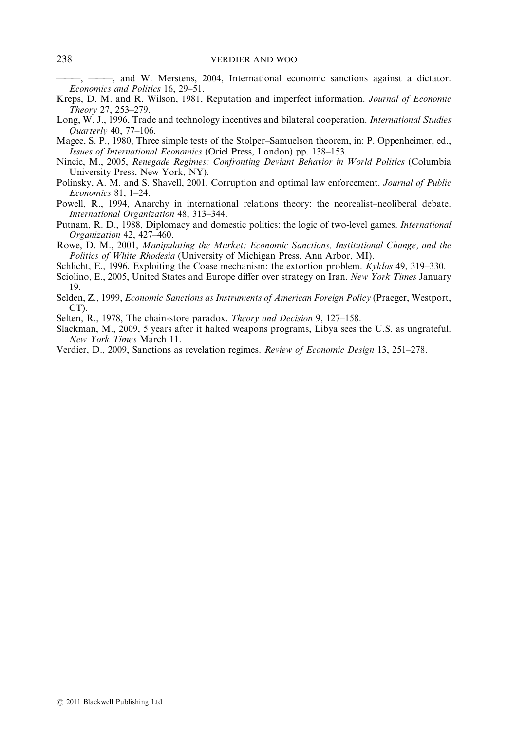———, ———, and W. Merstens, 2004, International economic sanctions against a dictator. *Economics and Politics* 16, 29–51.

Kreps, D. M. and R. Wilson, 1981, Reputation and imperfect information. *Journal of Economic Theory* 27, 253–279.

Long, W. J., 1996, Trade and technology incentives and bilateral cooperation. *International Studies Quarterly* 40, 77–106.

Magee, S. P., 1980, Three simple tests of the Stolper–Samuelson theorem, in: P. Oppenheimer, ed., *Issues of International Economics* (Oriel Press, London) pp. 138–153.

Nincic, M., 2005, *Renegade Regimes: Confronting Deviant Behavior in World Politics* (Columbia University Press, New York, NY).

Polinsky, A. M. and S. Shavell, 2001, Corruption and optimal law enforcement. *Journal of Public Economics* 81, 1–24.

Powell, R., 1994, Anarchy in international relations theory: the neorealist–neoliberal debate. *International Organization* 48, 313–344.

Putnam, R. D., 1988, Diplomacy and domestic politics: the logic of two-level games. *International Organization* 42, 427–460.

Rowe, D. M., 2001, *Manipulating the Market: Economic Sanctions, Institutional Change, and the Politics of White Rhodesia* (University of Michigan Press, Ann Arbor, MI).

Schlicht, E., 1996, Exploiting the Coase mechanism: the extortion problem. *Kyklos* 49, 319–330.

Sciolino, E., 2005, United States and Europe differ over strategy on Iran. *New York Times* January 19.

Selden, Z., 1999, *Economic Sanctions as Instruments of American Foreign Policy* (Praeger, Westport, CT).

Selten, R., 1978, The chain-store paradox. *Theory and Decision* 9, 127–158.

Slackman, M., 2009, 5 years after it halted weapons programs, Libya sees the U.S. as ungrateful. *New York Times* March 11.

Verdier, D., 2009, Sanctions as revelation regimes. *Review of Economic Design* 13, 251–278.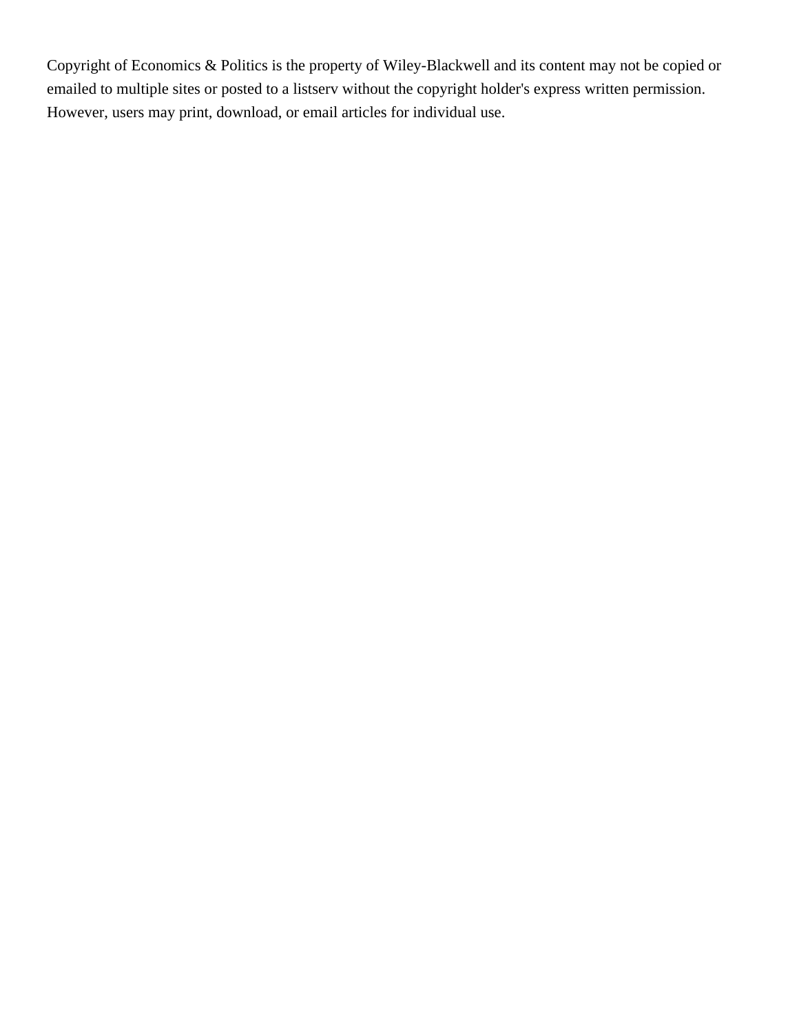Copyright of Economics & Politics is the property of Wiley-Blackwell and its content may not be copied or emailed to multiple sites or posted to a listserv without the copyright holder's express written permission. However, users may print, download, or email articles for individual use.